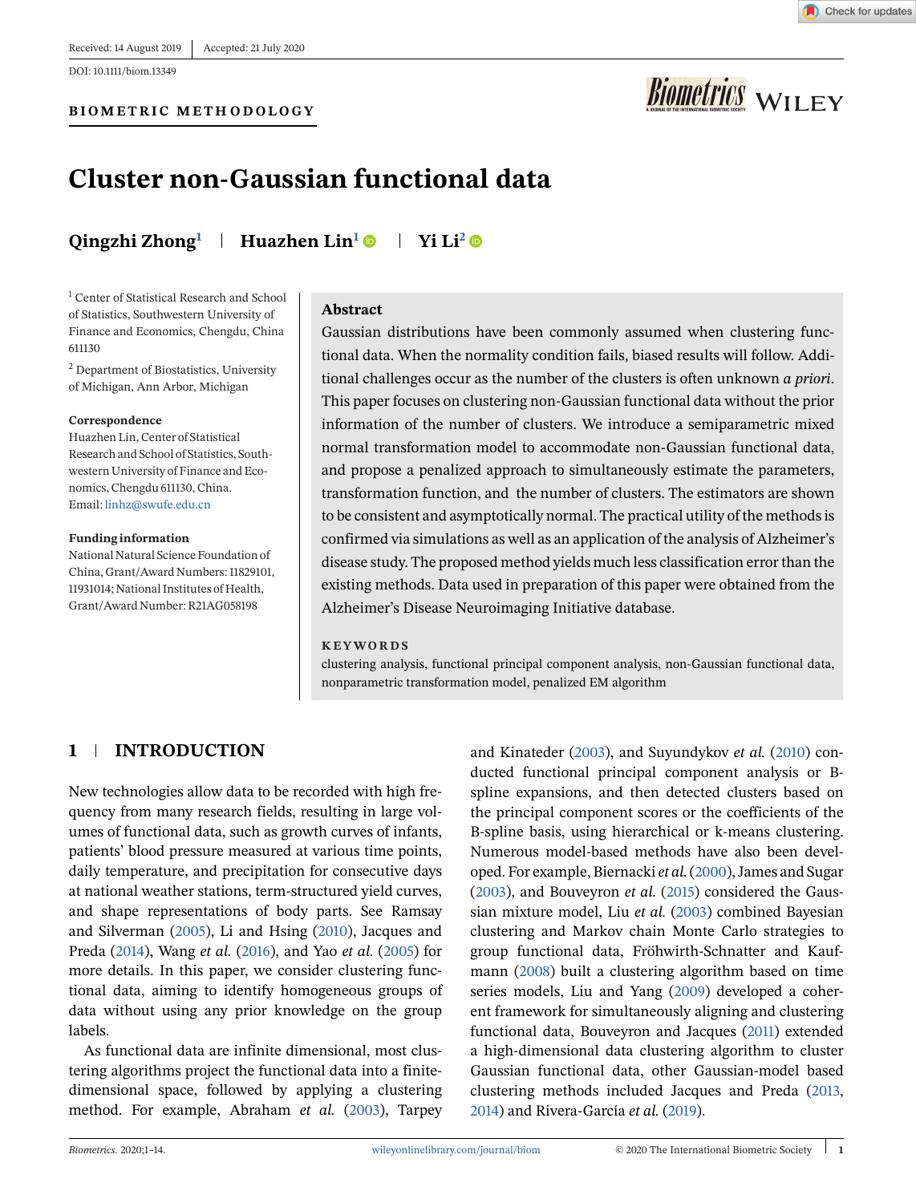Received: 14 August 2019 | Accepted: 21 July 2020

DOI: 10.1111/biom.13349

BIOMETRIC METHODOLOGY

# Cluster non-Gaussian functional data

**Qingzhi Zhong**[1] | **Huazhen Lin**[1] | **Yi Li**[2]

[1] Center of Statistical Research and School of Statistics, Southwestern University of Finance and Economics, Chengdu, China 611130

[2] Department of Biostatistics, University of Michigan, Ann Arbor, Michigan

**Correspondence**
Huazhen Lin, Center of Statistical Research and School of Statistics, Southwestern University of Finance and Economics, Chengdu 611130, China.
Email: linhz@swufe.edu.cn

**Funding information**
National Natural Science Foundation of China, Grant/Award Numbers: 11829101, 11931014; National Institutes of Health, Grant/Award Number: R21AG058198

## Abstract

Gaussian distributions have been commonly assumed when clustering functional data. When the normality condition fails, biased results will follow. Additional challenges occur as the number of the clusters is often unknown *a priori*. This paper focuses on clustering non-Gaussian functional data without the prior information of the number of clusters. We introduce a semiparametric mixed normal transformation model to accommodate non-Gaussian functional data, and propose a penalized approach to simultaneously estimate the parameters, transformation function, and the number of clusters. The estimators are shown to be consistent and asymptotically normal. The practical utility of the methods is confirmed via simulations as well as an application of the analysis of Alzheimer's disease study. The proposed method yields much less classification error than the existing methods. Data used in preparation of this paper were obtained from the Alzheimer's Disease Neuroimaging Initiative database.

**KEYWORDS**

clustering analysis, functional principal component analysis, non-Gaussian functional data, nonparametric transformation model, penalized EM algorithm

## 1 | INTRODUCTION

New technologies allow data to be recorded with high frequency from many research fields, resulting in large volumes of functional data, such as growth curves of infants, patients' blood pressure measured at various time points, daily temperature, and precipitation for consecutive days at national weather stations, term-structured yield curves, and shape representations of body parts. See Ramsay and Silverman (2005), Li and Hsing (2010), Jacques and Preda (2014), Wang *et al.* (2016), and Yao *et al.* (2005) for more details. In this paper, we consider clustering functional data, aiming to identify homogeneous groups of data without using any prior knowledge on the group labels.

As functional data are infinite dimensional, most clustering algorithms project the functional data into a finite-dimensional space, followed by applying a clustering method. For example, Abraham *et al.* (2003), Tarpey and Kinateder (2003), and Suyundykov *et al.* (2010) conducted functional principal component analysis or B-spline expansions, and then detected clusters based on the principal component scores or the coefficients of the B-spline basis, using hierarchical or k-means clustering. Numerous model-based methods have also been developed. For example, Biernacki *et al.* (2000), James and Sugar (2003), and Bouveyron *et al.* (2015) considered the Gaussian mixture model, Liu *et al.* (2003) combined Bayesian clustering and Markov chain Monte Carlo strategies to group functional data, Fröhwirth-Schnatter and Kaufmann (2008) built a clustering algorithm based on time series models, Liu and Yang (2009) developed a coherent framework for simultaneously aligning and clustering functional data, Bouveyron and Jacques (2011) extended a high-dimensional data clustering algorithm to cluster Gaussian functional data, other Gaussian-model based clustering methods included Jacques and Preda (2013, 2014) and Rivera-García *et al.* (2019).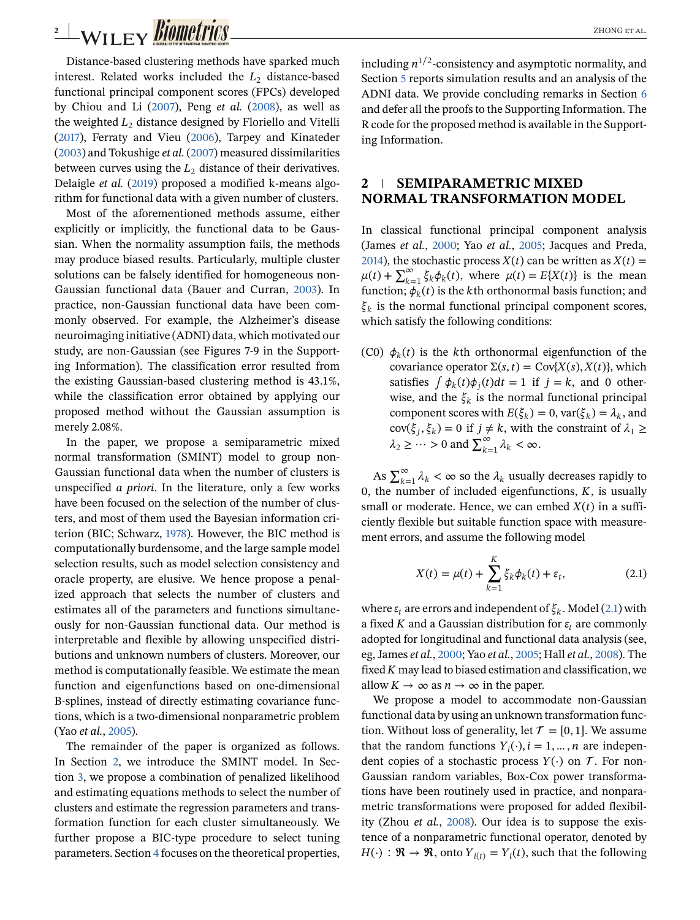Distance-based clustering methods have sparked much interest. Related works included the $L_2$ distance-based functional principal component scores (FPCs) developed by Chiou and Li (2007), Peng *et al.* (2008), as well as the weighted $L_2$ distance designed by Floriello and Vitelli (2017), Ferraty and Vieu (2006), Tarpey and Kinateder (2003) and Tokushige *et al.* (2007) measured dissimilarities between curves using the $L_2$ distance of their derivatives. Delaigle *et al.* (2019) proposed a modified k-means algorithm for functional data with a given number of clusters.

Most of the aforementioned methods assume, either explicitly or implicitly, the functional data to be Gaussian. When the normality assumption fails, the methods may produce biased results. Particularly, multiple cluster solutions can be falsely identified for homogeneous non-Gaussian functional data (Bauer and Curran, 2003). In practice, non-Gaussian functional data have been commonly observed. For example, the Alzheimer's disease neuroimaging initiative (ADNI) data, which motivated our study, are non-Gaussian (see Figures 7-9 in the Supporting Information). The classification error resulted from the existing Gaussian-based clustering method is 43.1%, while the classification error obtained by applying our proposed method without the Gaussian assumption is merely 2.08%.

In the paper, we propose a semiparametric mixed normal transformation (SMINT) model to group non-Gaussian functional data when the number of clusters is unspecified *a priori*. In the literature, only a few works have been focused on the selection of the number of clusters, and most of them used the Bayesian information criterion (BIC; Schwarz, 1978). However, the BIC method is computationally burdensome, and the large sample model selection results, such as model selection consistency and oracle property, are elusive. We hence propose a penalized approach that selects the number of clusters and estimates all of the parameters and functions simultaneously for non-Gaussian functional data. Our method is interpretable and flexible by allowing unspecified distributions and unknown numbers of clusters. Moreover, our method is computationally feasible. We estimate the mean function and eigenfunctions based on one-dimensional B-splines, instead of directly estimating covariance functions, which is a two-dimensional nonparametric problem (Yao *et al.*, 2005).

The remainder of the paper is organized as follows. In Section 2, we introduce the SMINT model. In Section 3, we propose a combination of penalized likelihood and estimating equations methods to select the number of clusters and estimate the regression parameters and transformation function for each cluster simultaneously. We further propose a BIC-type procedure to select tuning parameters. Section 4 focuses on the theoretical properties, including $n^{1/2}$-consistency and asymptotic normality, and Section 5 reports simulation results and an analysis of the ADNI data. We provide concluding remarks in Section 6 and defer all the proofs to the Supporting Information. The R code for the proposed method is available in the Supporting Information.

## 2 | SEMIPARAMETRIC MIXED NORMAL TRANSFORMATION MODEL

In classical functional principal component analysis (James *et al.*, 2000; Yao *et al.*, 2005; Jacques and Preda, 2014), the stochastic process $X(t)$ can be written as $X(t) = \mu(t) + \sum_{k=1}^{\infty} \xi_k \phi_k(t)$, where $\mu(t) = E\{X(t)\}$ is the mean function; $\phi_k(t)$ is the $k$th orthonormal basis function; and $\xi_k$ is the normal functional principal component scores, which satisfy the following conditions:

(C0) $\phi_k(t)$ is the $k$th orthonormal eigenfunction of the covariance operator $\Sigma(s,t) = \text{Cov}\{X(s), X(t)\}$, which satisfies $\int \phi_k(t)\phi_j(t)dt = 1$ if $j = k$, and 0 otherwise, and the $\xi_k$ is the normal functional principal component scores with $E(\xi_k) = 0$, $\text{var}(\xi_k) = \lambda_k$, and $\text{cov}(\xi_j, \xi_k) = 0$ if $j \neq k$, with the constraint of $\lambda_1 \geq \lambda_2 \geq \cdots > 0$ and $\sum_{k=1}^{\infty} \lambda_k < \infty$.

As $\sum_{k=1}^{\infty} \lambda_k < \infty$ so the $\lambda_k$ usually decreases rapidly to 0, the number of included eigenfunctions, $K$, is usually small or moderate. Hence, we can embed $X(t)$ in a sufficiently flexible but suitable function space with measurement errors, and assume the following model

$$X(t) = \mu(t) + \sum_{k=1}^{K} \xi_k \phi_k(t) + \varepsilon_t, \tag{2.1}$$

where $\varepsilon_t$ are errors and independent of $\xi_k$. Model (2.1) with a fixed $K$ and a Gaussian distribution for $\varepsilon_t$ are commonly adopted for longitudinal and functional data analysis (see, eg, James *et al.*, 2000; Yao *et al.*, 2005; Hall *et al.*, 2008). The fixed $K$ may lead to biased estimation and classification, we allow $K \to \infty$ as $n \to \infty$ in the paper.

We propose a model to accommodate non-Gaussian functional data by using an unknown transformation function. Without loss of generality, let $\mathcal{T} = [0, 1]$. We assume that the random functions $Y_i(\cdot), i = 1, \ldots, n$ are independent copies of a stochastic process $Y(\cdot)$ on $\mathcal{T}$. For non-Gaussian random variables, Box-Cox power transformations have been routinely used in practice, and nonparametric transformations were proposed for added flexibility (Zhou *et al.*, 2008). Our idea is to suppose the existence of a nonparametric functional operator, denoted by $H(\cdot) : \mathfrak{R} \to \mathfrak{R}$, onto $Y_{i(t)} = Y_i(t)$, such that the following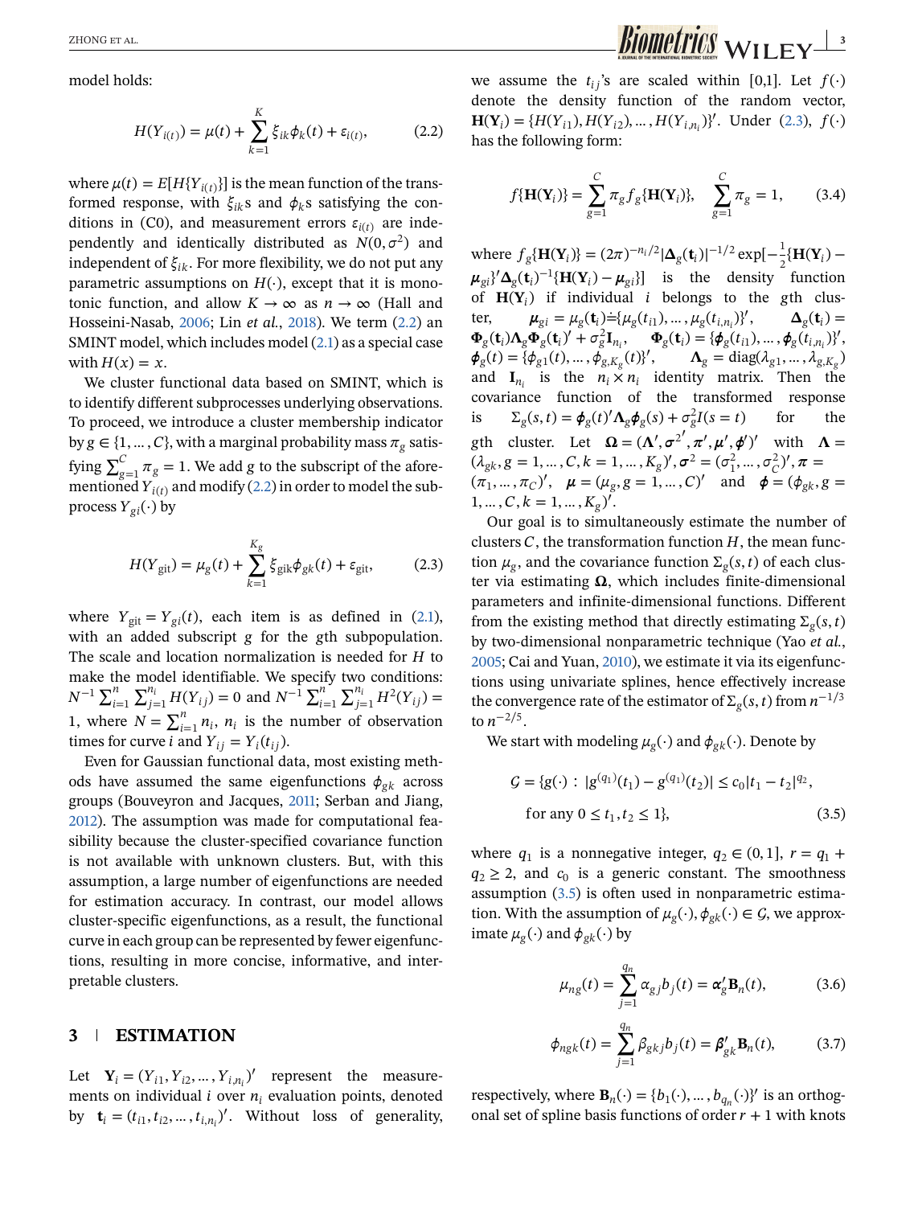model holds:

$$H(Y_{i(t)}) = \mu(t) + \sum_{k=1}^{K} \xi_{ik}\phi_k(t) + \varepsilon_{i(t)}, \tag{2.2}$$

where $\mu(t) = E[H\{Y_{i(t)}\}]$ is the mean function of the transformed response, with $\xi_{ik}$s and $\phi_k$s satisfying the conditions in (C0), and measurement errors $\varepsilon_{i(t)}$ are independently and identically distributed as $N(0, \sigma^2)$ and independent of $\xi_{ik}$. For more flexibility, we do not put any parametric assumptions on $H(\cdot)$, except that it is monotonic function, and allow $K \to \infty$ as $n \to \infty$ (Hall and Hosseini-Nasab, 2006; Lin *et al.*, 2018). We term (2.2) an SMINT model, which includes model (2.1) as a special case with $H(x) = x$.

We cluster functional data based on SMINT, which is to identify different subprocesses underlying observations. To proceed, we introduce a cluster membership indicator by $g \in \{1, \ldots, C\}$, with a marginal probability mass $\pi_g$ satisfying $\sum_{g=1}^{C} \pi_g = 1$. We add $g$ to the subscript of the aforementioned $Y_{i(t)}$ and modify (2.2) in order to model the subprocess $Y_{gi}(\cdot)$ by

$$H(Y_{\text{git}}) = \mu_g(t) + \sum_{k=1}^{K_g} \xi_{\text{gik}}\phi_{gk}(t) + \varepsilon_{\text{git}}, \tag{2.3}$$

where $Y_{\text{git}} = Y_{gi}(t)$, each item is as defined in (2.1), with an added subscript $g$ for the $g$th subpopulation. The scale and location normalization is needed for $H$ to make the model identifiable. We specify two conditions: $N^{-1}\sum_{i=1}^{n}\sum_{j=1}^{n_i} H(Y_{ij}) = 0$ and $N^{-1}\sum_{i=1}^{n}\sum_{j=1}^{n_i} H^2(Y_{ij}) = 1$, where $N = \sum_{i=1}^{n} n_i$, $n_i$ is the number of observation times for curve $i$ and $Y_{ij} = Y_i(t_{ij})$.

Even for Gaussian functional data, most existing methods have assumed the same eigenfunctions $\phi_{gk}$ across groups (Bouveyron and Jacques, 2011; Serban and Jiang, 2012). The assumption was made for computational feasibility because the cluster-specified covariance function is not available with unknown clusters. But, with this assumption, a large number of eigenfunctions are needed for estimation accuracy. In contrast, our model allows cluster-specific eigenfunctions, as a result, the functional curve in each group can be represented by fewer eigenfunctions, resulting in more concise, informative, and interpretable clusters.

## 3 ESTIMATION

Let $\mathbf{Y}_i = (Y_{i1}, Y_{i2}, \ldots, Y_{i,n_i})'$ represent the measurements on individual $i$ over $n_i$ evaluation points, denoted by $\mathbf{t}_i = (t_{i1}, t_{i2}, \ldots, t_{i,n_i})'$. Without loss of generality, we assume the $t_{ij}$'s are scaled within [0,1]. Let $f(\cdot)$ denote the density function of the random vector, $\mathbf{H}(\mathbf{Y}_i) = \{H(Y_{i1}), H(Y_{i2}), \ldots, H(Y_{i,n_i})\}'$. Under (2.3), $f(\cdot)$ has the following form:

$$f\{\mathbf{H}(\mathbf{Y}_i)\} = \sum_{g=1}^{C} \pi_g f_g\{\mathbf{H}(\mathbf{Y}_i)\}, \quad \sum_{g=1}^{C} \pi_g = 1, \tag{3.4}$$

where $f_g\{\mathbf{H}(\mathbf{Y}_i)\} = (2\pi)^{-n_i/2}|\boldsymbol{\Delta}_g(\mathbf{t}_i)|^{-1/2}\exp[-\frac{1}{2}\{\mathbf{H}(\mathbf{Y}_i) - \boldsymbol{\mu}_{gi}\}'\boldsymbol{\Delta}_g(\mathbf{t}_i)^{-1}\{\mathbf{H}(\mathbf{Y}_i) - \boldsymbol{\mu}_{gi}\}]$ is the density function of $\mathbf{H}(\mathbf{Y}_i)$ if individual $i$ belongs to the $g$th cluster, $\boldsymbol{\mu}_{gi} = \boldsymbol{\mu}_g(\mathbf{t}_i) \doteq \{\mu_g(t_{i1}), \ldots, \mu_g(t_{i,n_i})\}'$, $\boldsymbol{\Delta}_g(\mathbf{t}_i) = \boldsymbol{\Phi}_g(\mathbf{t}_i)\boldsymbol{\Lambda}_g\boldsymbol{\Phi}_g(\mathbf{t}_i)' + \sigma_g^2\mathbf{I}_{n_i}$, $\boldsymbol{\Phi}_g(\mathbf{t}_i) = \{\boldsymbol{\phi}_g(t_{i1}), \ldots, \boldsymbol{\phi}_g(t_{i,n_i})\}'$, $\boldsymbol{\phi}_g(t) = \{\phi_{g1}(t), \ldots, \phi_{g,K_g}(t)\}'$, $\boldsymbol{\Lambda}_g = \text{diag}(\lambda_{g1}, \ldots, \lambda_{g,K_g})$ and $\mathbf{I}_{n_i}$ is the $n_i \times n_i$ identity matrix. Then the covariance function of the transformed response is $\Sigma_g(s,t) = \boldsymbol{\phi}_g(t)'\boldsymbol{\Lambda}_g\boldsymbol{\phi}_g(s) + \sigma_g^2 I(s = t)$ for the $g$th cluster. Let $\boldsymbol{\Omega} = (\boldsymbol{\Lambda}', \boldsymbol{\sigma}^{2'}, \boldsymbol{\pi}', \boldsymbol{\mu}', \boldsymbol{\phi}')'$ with $\boldsymbol{\Lambda} = (\lambda_{gk}, g = 1, \ldots, C, k = 1, \ldots, K_g)'$, $\boldsymbol{\sigma}^2 = (\sigma_1^2, \ldots, \sigma_C^2)'$, $\boldsymbol{\pi} = (\pi_1, \ldots, \pi_C)'$, $\boldsymbol{\mu} = (\mu_g, g = 1, \ldots, C)'$ and $\boldsymbol{\phi} = (\phi_{gk}, g = 1, \ldots, C, k = 1, \ldots, K_g)'$.

Our goal is to simultaneously estimate the number of clusters $C$, the transformation function $H$, the mean function $\mu_g$, and the covariance function $\Sigma_g(s,t)$ of each cluster via estimating $\boldsymbol{\Omega}$, which includes finite-dimensional parameters and infinite-dimensional functions. Different from the existing method that directly estimating $\Sigma_g(s,t)$ by two-dimensional nonparametric technique (Yao *et al.*, 2005; Cai and Yuan, 2010), we estimate it via its eigenfunctions using univariate splines, hence effectively increase the convergence rate of the estimator of $\Sigma_g(s,t)$ from $n^{-1/3}$ to $n^{-2/5}$.

We start with modeling $\mu_g(\cdot)$ and $\phi_{gk}(\cdot)$. Denote by

$$\mathcal{G} = \{g(\cdot) : |g^{(q_1)}(t_1) - g^{(q_1)}(t_2)| \leq c_0|t_1 - t_2|^{q_2},$$
$$\text{for any } 0 \leq t_1, t_2 \leq 1\}, \tag{3.5}$$

where $q_1$ is a nonnegative integer, $q_2 \in (0, 1]$, $r = q_1 + q_2 \geq 2$, and $c_0$ is a generic constant. The smoothness assumption (3.5) is often used in nonparametric estimation. With the assumption of $\mu_g(\cdot), \phi_{gk}(\cdot) \in \mathcal{G}$, we approximate $\mu_g(\cdot)$ and $\phi_{gk}(\cdot)$ by

$$\mu_{ng}(t) = \sum_{j=1}^{q_n} \alpha_{gj} b_j(t) = \boldsymbol{\alpha}_g'\mathbf{B}_n(t), \tag{3.6}$$

$$\phi_{ngk}(t) = \sum_{j=1}^{q_n} \beta_{gkj} b_j(t) = \boldsymbol{\beta}_{gk}'\mathbf{B}_n(t), \tag{3.7}$$

respectively, where $\mathbf{B}_n(\cdot) = \{b_1(\cdot), \ldots, b_{q_n}(\cdot)\}'$ is an orthogonal set of spline basis functions of order $r + 1$ with knots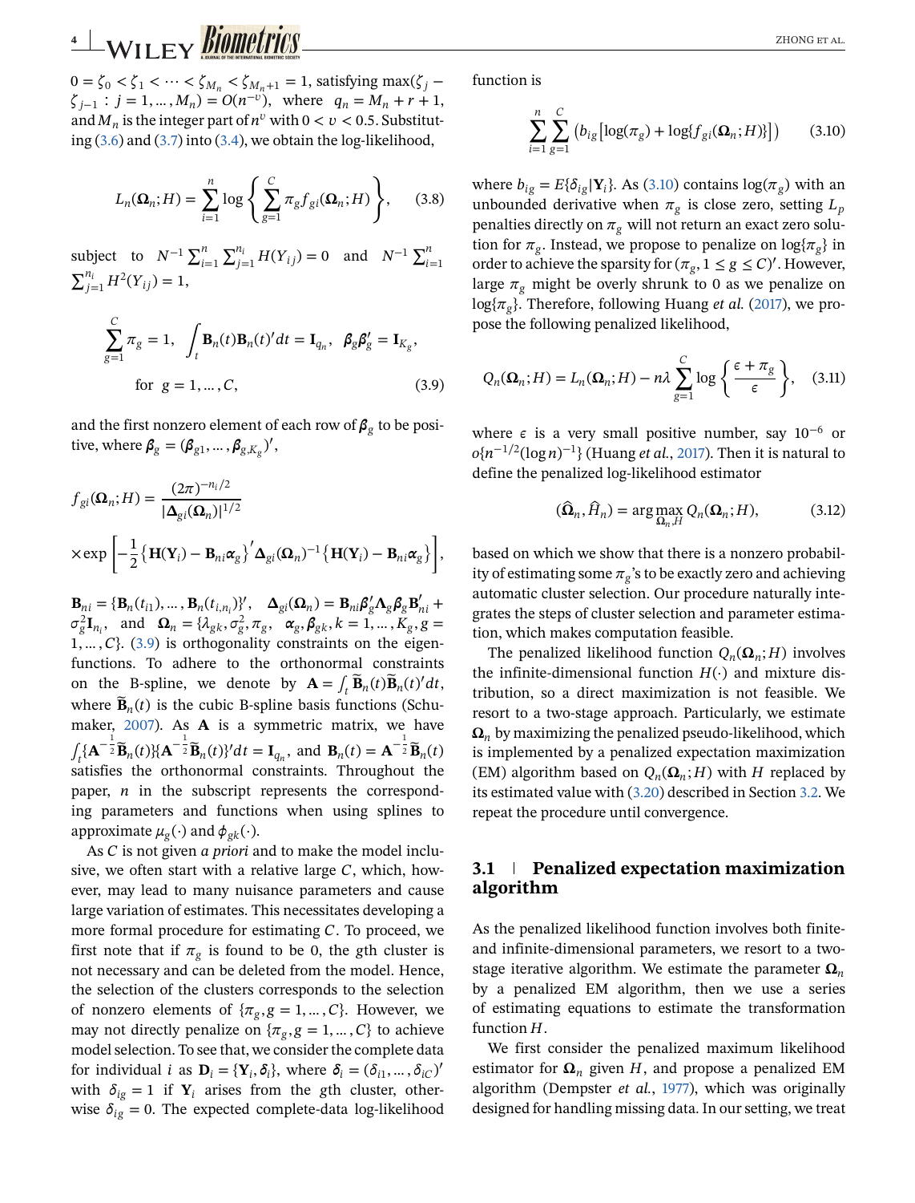$0 = \zeta_0 < \zeta_1 < \cdots < \zeta_{M_n} < \zeta_{M_n+1} = 1$, satisfying $\max(\zeta_j - \zeta_{j-1} : j = 1, \ldots, M_n) = O(n^{-\upsilon})$, where $q_n = M_n + r + 1$, and $M_n$ is the integer part of $n^{\upsilon}$ with $0 < \upsilon < 0.5$. Substituting (3.6) and (3.7) into (3.4), we obtain the log-likelihood,

$$L_n(\boldsymbol{\Omega}_n; H) = \sum_{i=1}^{n} \log\left\{\sum_{g=1}^{C} \pi_g f_{gi}(\boldsymbol{\Omega}_n; H)\right\}, \tag{3.8}$$

subject to $N^{-1}\sum_{i=1}^{n}\sum_{j=1}^{n_i} H(Y_{ij}) = 0$ and $N^{-1}\sum_{i=1}^{n}\sum_{j=1}^{n_i} H^2(Y_{ij}) = 1$,

$$\sum_{g=1}^{C} \pi_g = 1, \quad \int_t \mathbf{B}_n(t)\mathbf{B}_n(t)' dt = \mathbf{I}_{q_n}, \quad \boldsymbol{\beta}_g \boldsymbol{\beta}_g' = \mathbf{I}_{K_g},$$
$$\text{for } g = 1, \ldots, C, \tag{3.9}$$

and the first nonzero element of each row of $\boldsymbol{\beta}_g$ to be positive, where $\boldsymbol{\beta}_g = (\boldsymbol{\beta}_{g1}, \ldots, \boldsymbol{\beta}_{g,K_g})'$,

$$f_{gi}(\boldsymbol{\Omega}_n; H) = \frac{(2\pi)^{-n_i/2}}{|\boldsymbol{\Delta}_{gi}(\boldsymbol{\Omega}_n)|^{1/2}}$$
$$\times \exp\left[-\frac{1}{2}\{\mathbf{H}(\mathbf{Y}_i) - \mathbf{B}_{ni}\boldsymbol{\alpha}_g\}'\boldsymbol{\Delta}_{gi}(\boldsymbol{\Omega}_n)^{-1}\{\mathbf{H}(\mathbf{Y}_i) - \mathbf{B}_{ni}\boldsymbol{\alpha}_g\}\right],$$

$\mathbf{B}_{ni} = \{\mathbf{B}_n(t_{i1}), \ldots, \mathbf{B}_n(t_{i,n_i})\}'$, $\boldsymbol{\Delta}_{gi}(\boldsymbol{\Omega}_n) = \mathbf{B}_{ni}\boldsymbol{\beta}_g'\boldsymbol{\Lambda}_g\boldsymbol{\beta}_g\mathbf{B}_{ni}' + \sigma_g^2\mathbf{I}_{n_i}$, and $\boldsymbol{\Omega}_n = \{\lambda_{gk}, \sigma_g^2, \pi_g, \boldsymbol{\alpha}_g, \boldsymbol{\beta}_{gk}, k = 1, \ldots, K_g, g = 1, \ldots, C\}$. (3.9) is orthogonality constraints on the eigenfunctions. To adhere to the orthonormal constraints on the B-spline, we denote by $\mathbf{A} = \int_t \widetilde{\mathbf{B}}_n(t)\widetilde{\mathbf{B}}_n(t)' dt$, where $\widetilde{\mathbf{B}}_n(t)$ is the cubic B-spline basis functions (Schumaker, 2007). As $\mathbf{A}$ is a symmetric matrix, we have $\int_t \{\mathbf{A}^{-\frac{1}{2}}\widetilde{\mathbf{B}}_n(t)\}\{\mathbf{A}^{-\frac{1}{2}}\widetilde{\mathbf{B}}_n(t)\}' dt = \mathbf{I}_{q_n}$, and $\mathbf{B}_n(t) = \mathbf{A}^{-\frac{1}{2}}\widetilde{\mathbf{B}}_n(t)$ satisfies the orthonormal constraints. Throughout the paper, $n$ in the subscript represents the corresponding parameters and functions when using splines to approximate $\mu_g(\cdot)$ and $\phi_{gk}(\cdot)$.

As $C$ is not given *a priori* and to make the model inclusive, we often start with a relative large $C$, which, however, may lead to many nuisance parameters and cause large variation of estimates. This necessitates developing a more formal procedure for estimating $C$. To proceed, we first note that if $\pi_g$ is found to be 0, the $g$th cluster is not necessary and can be deleted from the model. Hence, the selection of the clusters corresponds to the selection of nonzero elements of $\{\pi_g, g = 1, \ldots, C\}$. However, we may not directly penalize on $\{\pi_g, g = 1, \ldots, C\}$ to achieve model selection. To see that, we consider the complete data for individual $i$ as $\mathbf{D}_i = \{\mathbf{Y}_i, \boldsymbol{\delta}_i\}$, where $\boldsymbol{\delta}_i = (\delta_{i1}, \ldots, \delta_{iC})'$ with $\delta_{ig} = 1$ if $\mathbf{Y}_i$ arises from the $g$th cluster, otherwise $\delta_{ig} = 0$. The expected complete-data log-likelihood function is

$$\sum_{i=1}^{n}\sum_{g=1}^{C}\left(b_{ig}\left[\log(\pi_g) + \log\{f_{gi}(\boldsymbol{\Omega}_n; H)\}\right]\right) \tag{3.10}$$

where $b_{ig} = E\{\delta_{ig}|\mathbf{Y}_i\}$. As (3.10) contains $\log(\pi_g)$ with an unbounded derivative when $\pi_g$ is close zero, setting $L_p$ penalties directly on $\pi_g$ will not return an exact zero solution for $\pi_g$. Instead, we propose to penalize on $\log\{\pi_g\}$ in order to achieve the sparsity for $(\pi_g, 1 \le g \le C)'$. However, large $\pi_g$ might be overly shrunk to 0 as we penalize on $\log\{\pi_g\}$. Therefore, following Huang *et al.* (2017), we propose the following penalized likelihood,

$$Q_n(\boldsymbol{\Omega}_n; H) = L_n(\boldsymbol{\Omega}_n; H) - n\lambda\sum_{g=1}^{C}\log\left\{\frac{\epsilon + \pi_g}{\epsilon}\right\}, \tag{3.11}$$

where $\epsilon$ is a very small positive number, say $10^{-6}$ or $o\{n^{-1/2}(\log n)^{-1}\}$ (Huang *et al.*, 2017). Then it is natural to define the penalized log-likelihood estimator

$$(\widehat{\boldsymbol{\Omega}}_n, \widehat{H}_n) = \arg\max_{\boldsymbol{\Omega}_n, H} Q_n(\boldsymbol{\Omega}_n; H), \tag{3.12}$$

based on which we show that there is a nonzero probability of estimating some $\pi_g$'s to be exactly zero and achieving automatic cluster selection. Our procedure naturally integrates the steps of cluster selection and parameter estimation, which makes computation feasible.

The penalized likelihood function $Q_n(\boldsymbol{\Omega}_n; H)$ involves the infinite-dimensional function $H(\cdot)$ and mixture distribution, so a direct maximization is not feasible. We resort to a two-stage approach. Particularly, we estimate $\boldsymbol{\Omega}_n$ by maximizing the penalized pseudo-likelihood, which is implemented by a penalized expectation maximization (EM) algorithm based on $Q_n(\boldsymbol{\Omega}_n; H)$ with $H$ replaced by its estimated value with (3.20) described in Section 3.2. We repeat the procedure until convergence.

## 3.1 | Penalized expectation maximization algorithm

As the penalized likelihood function involves both finite- and infinite-dimensional parameters, we resort to a two-stage iterative algorithm. We estimate the parameter $\boldsymbol{\Omega}_n$ by a penalized EM algorithm, then we use a series of estimating equations to estimate the transformation function $H$.

We first consider the penalized maximum likelihood estimator for $\boldsymbol{\Omega}_n$ given $H$, and propose a penalized EM algorithm (Dempster *et al.*, 1977), which was originally designed for handling missing data. In our setting, we treat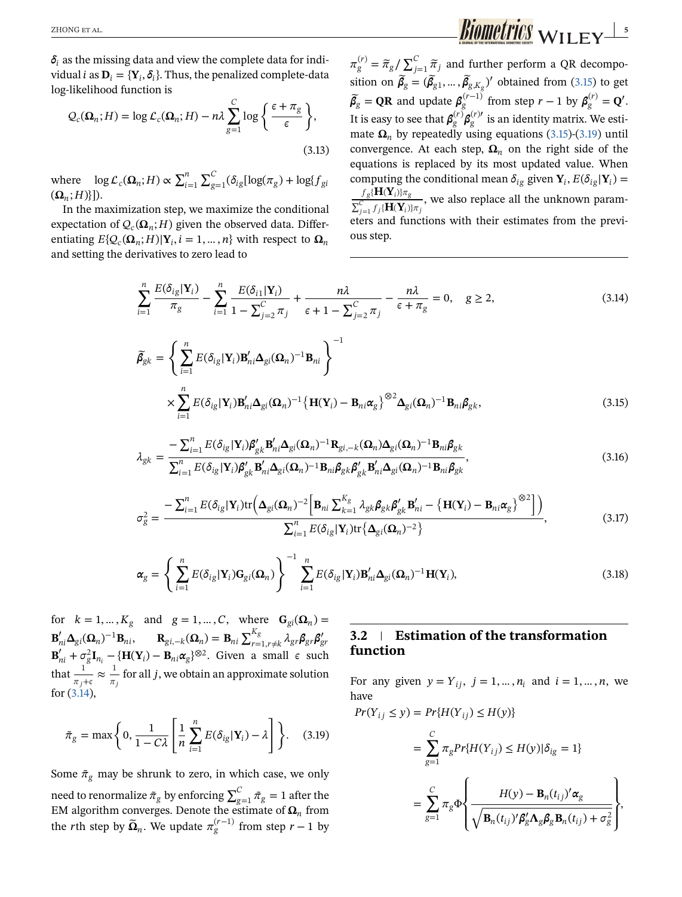$\boldsymbol{\delta}_i$ as the missing data and view the complete data for individual $i$ as $\mathbf{D}_i = \{\mathbf{Y}_i, \boldsymbol{\delta}_i\}$. Thus, the penalized complete-data log-likelihood function is

$$\mathcal{Q}_c(\boldsymbol{\Omega}_n; H) = \log \mathcal{L}_c(\boldsymbol{\Omega}_n; H) - n\lambda \sum_{g=1}^{C} \log\left\{\frac{\epsilon + \pi_g}{\epsilon}\right\}, \tag{3.13}$$

where $\log \mathcal{L}_c(\boldsymbol{\Omega}_n; H) \propto \sum_{i=1}^{n}\sum_{g=1}^{C}(\delta_{ig}[\log(\pi_g) + \log\{f_{gi}(\boldsymbol{\Omega}_n; H)\}])$.

In the maximization step, we maximize the conditional expectation of $\mathcal{Q}_c(\boldsymbol{\Omega}_n; H)$ given the observed data. Differentiating $E\{\mathcal{Q}_c(\boldsymbol{\Omega}_n; H)|\mathbf{Y}_i, i = 1, \ldots, n\}$ with respect to $\boldsymbol{\Omega}_n$ and setting the derivatives to zero lead to

$$\sum_{i=1}^{n}\frac{E(\delta_{ig}|\mathbf{Y}_i)}{\pi_g} - \sum_{i=1}^{n}\frac{E(\delta_{i1}|\mathbf{Y}_i)}{1 - \sum_{j=2}^{C}\pi_j} + \frac{n\lambda}{\epsilon + 1 - \sum_{j=2}^{C}\pi_j} - \frac{n\lambda}{\epsilon + \pi_g} = 0, \quad g \geq 2, \tag{3.14}$$

$$\widetilde{\boldsymbol{\beta}}_{gk} = \left\{\sum_{i=1}^{n} E(\delta_{ig}|\mathbf{Y}_i)\mathbf{B}_{ni}'\boldsymbol{\Delta}_{gi}(\boldsymbol{\Omega}_n)^{-1}\mathbf{B}_{ni}\right\}^{-1} \times \sum_{i=1}^{n} E(\delta_{ig}|\mathbf{Y}_i)\mathbf{B}_{ni}'\boldsymbol{\Delta}_{gi}(\boldsymbol{\Omega}_n)^{-1}\left\{\mathbf{H}(\mathbf{Y}_i) - \mathbf{B}_{ni}\boldsymbol{\alpha}_g\right\}^{\otimes 2}\boldsymbol{\Delta}_{gi}(\boldsymbol{\Omega}_n)^{-1}\mathbf{B}_{ni}\boldsymbol{\beta}_{gk}, \tag{3.15}$$

$$\lambda_{gk} = \frac{-\sum_{i=1}^{n} E(\delta_{ig}|\mathbf{Y}_i)\boldsymbol{\beta}_{gk}'\mathbf{B}_{ni}'\boldsymbol{\Delta}_{gi}(\boldsymbol{\Omega}_n)^{-1}\mathbf{R}_{gi,-k}(\boldsymbol{\Omega}_n)\boldsymbol{\Delta}_{gi}(\boldsymbol{\Omega}_n)^{-1}\mathbf{B}_{ni}\boldsymbol{\beta}_{gk}}{\sum_{i=1}^{n} E(\delta_{ig}|\mathbf{Y}_i)\boldsymbol{\beta}_{gk}'\mathbf{B}_{ni}'\boldsymbol{\Delta}_{gi}(\boldsymbol{\Omega}_n)^{-1}\mathbf{B}_{ni}\boldsymbol{\beta}_{gk}\boldsymbol{\beta}_{gk}'\mathbf{B}_{ni}'\boldsymbol{\Delta}_{gi}(\boldsymbol{\Omega}_n)^{-1}\mathbf{B}_{ni}\boldsymbol{\beta}_{gk}}, \tag{3.16}$$

$$\sigma_g^2 = \frac{-\sum_{i=1}^{n} E(\delta_{ig}|\mathbf{Y}_i)\operatorname{tr}\left(\boldsymbol{\Delta}_{gi}(\boldsymbol{\Omega}_n)^{-2}\left[\mathbf{B}_{ni}\sum_{k=1}^{K_g}\lambda_{gk}\boldsymbol{\beta}_{gk}\boldsymbol{\beta}_{gk}'\mathbf{B}_{ni}' - \left\{\mathbf{H}(\mathbf{Y}_i) - \mathbf{B}_{ni}\boldsymbol{\alpha}_g\right\}^{\otimes 2}\right]\right)}{\sum_{i=1}^{n} E(\delta_{ig}|\mathbf{Y}_i)\operatorname{tr}\left\{\boldsymbol{\Delta}_{gi}(\boldsymbol{\Omega}_n)^{-2}\right\}}, \tag{3.17}$$

$$\boldsymbol{\alpha}_g = \left\{\sum_{i=1}^{n} E(\delta_{ig}|\mathbf{Y}_i)\mathbf{G}_{gi}(\boldsymbol{\Omega}_n)\right\}^{-1}\sum_{i=1}^{n} E(\delta_{ig}|\mathbf{Y}_i)\mathbf{B}_{ni}'\boldsymbol{\Delta}_{gi}(\boldsymbol{\Omega}_n)^{-1}\mathbf{H}(\mathbf{Y}_i), \tag{3.18}$$

for $k = 1, \ldots, K_g$ and $g = 1, \ldots, C$, where $\mathbf{G}_{gi}(\boldsymbol{\Omega}_n) = \mathbf{B}_{ni}'\boldsymbol{\Delta}_{gi}(\boldsymbol{\Omega}_n)^{-1}\mathbf{B}_{ni}$, $\mathbf{R}_{gi,-k}(\boldsymbol{\Omega}_n) = \mathbf{B}_{ni}\sum_{r=1, r\neq k}^{K_g}\lambda_{gr}\boldsymbol{\beta}_{gr}\boldsymbol{\beta}_{gr}'\mathbf{B}_{ni}' + \sigma_g^2\mathbf{I}_{n_i} - \{\mathbf{H}(\mathbf{Y}_i) - \mathbf{B}_{ni}\boldsymbol{\alpha}_g\}^{\otimes 2}$. Given a small $\epsilon$ such that $\frac{1}{\pi_j + \epsilon} \approx \frac{1}{\pi_j}$ for all $j$, we obtain an approximate solution for (3.14),

$$\tilde{\pi}_g = \max\left\{0, \frac{1}{1 - C\lambda}\left[\frac{1}{n}\sum_{i=1}^{n} E(\delta_{ig}|\mathbf{Y}_i) - \lambda\right]\right\}. \tag{3.19}$$

Some $\tilde{\pi}_g$ may be shrunk to zero, in which case, we only need to renormalize $\tilde{\pi}_g$ by enforcing $\sum_{g=1}^{C}\tilde{\pi}_g = 1$ after the EM algorithm converges. Denote the estimate of $\boldsymbol{\Omega}_n$ from the $r$th step by $\widetilde{\boldsymbol{\Omega}}_n$. We update $\pi_g^{(r-1)}$ from step $r-1$ by $\pi_g^{(r)} = \widetilde{\pi}_g / \sum_{j=1}^{C}\widetilde{\pi}_j$ and further perform a QR decomposition on $\widetilde{\boldsymbol{\beta}}_g = (\widetilde{\boldsymbol{\beta}}_{g1}, \ldots, \widetilde{\boldsymbol{\beta}}_{g,K_g})'$ obtained from (3.15) to get $\widetilde{\boldsymbol{\beta}}_g = \mathbf{QR}$ and update $\boldsymbol{\beta}_g^{(r-1)}$ from step $r-1$ by $\boldsymbol{\beta}_g^{(r)} = \mathbf{Q}'$. It is easy to see that $\boldsymbol{\beta}_g^{(r)}\boldsymbol{\beta}_g^{(r)\prime}$ is an identity matrix. We estimate $\boldsymbol{\Omega}_n$ by repeatedly using equations (3.15)-(3.19) until convergence. At each step, $\boldsymbol{\Omega}_n$ on the right side of the equations is replaced by its most updated value. When computing the conditional mean $\delta_{ig}$ given $\mathbf{Y}_i$, $E(\delta_{ig}|\mathbf{Y}_i) = \frac{f_g\{\mathbf{H}(\mathbf{Y}_i)\}\pi_g}{\sum_{j=1}^{C} f_j\{\mathbf{H}(\mathbf{Y}_i)\}\pi_j}$, we also replace all the unknown parameters and functions with their estimates from the previous step.

## 3.2 | Estimation of the transformation function

For any given $y = Y_{ij}$, $j = 1, \ldots, n_i$ and $i = 1, \ldots, n$, we have

$$\begin{aligned}
Pr(Y_{ij} \leq y) &= Pr\{H(Y_{ij}) \leq H(y)\} \\
&= \sum_{g=1}^{C}\pi_g Pr\{H(Y_{ij}) \leq H(y)|\delta_{ig} = 1\} \\
&= \sum_{g=1}^{C}\pi_g \Phi\left\{\frac{H(y) - \mathbf{B}_n(t_{ij})'\boldsymbol{\alpha}_g}{\sqrt{\mathbf{B}_n(t_{ij})'\boldsymbol{\beta}_g'\boldsymbol{\Lambda}_g\boldsymbol{\beta}_g\mathbf{B}_n(t_{ij}) + \sigma_g^2}}\right\},
\end{aligned}$$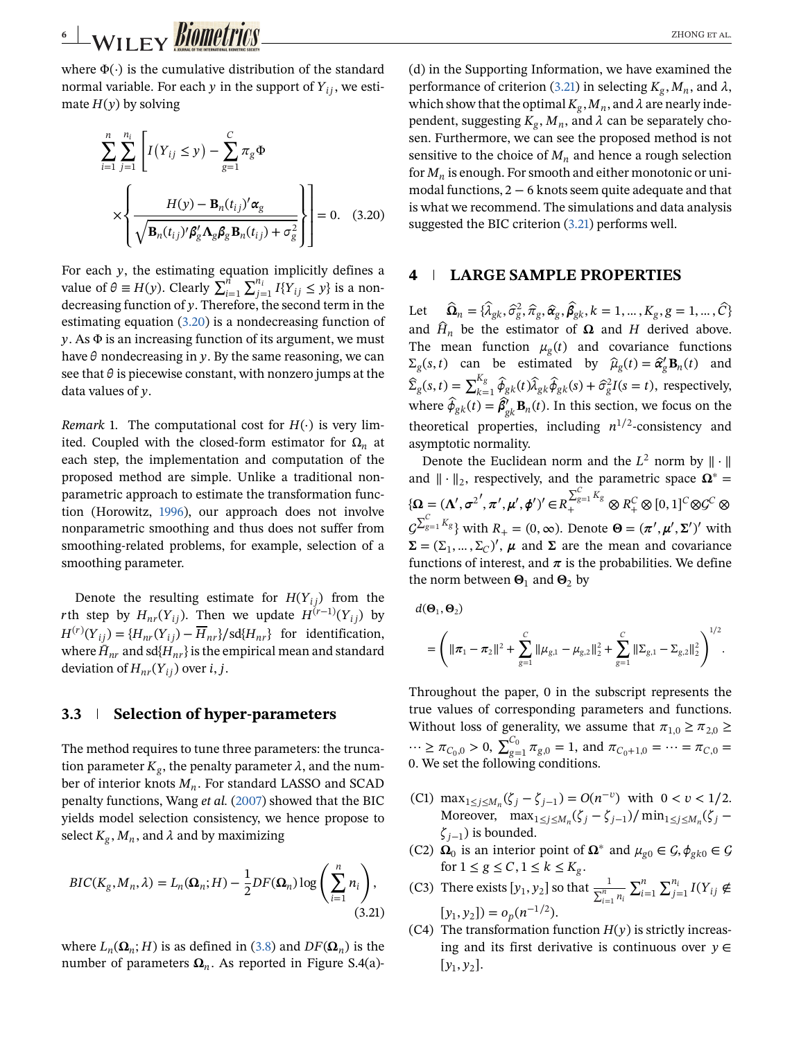where $\Phi(\cdot)$ is the cumulative distribution of the standard normal variable. For each $y$ in the support of $Y_{ij}$, we estimate $H(y)$ by solving

$$\sum_{i=1}^{n}\sum_{j=1}^{n_i}\left[I(Y_{ij}\le y)-\sum_{g=1}^{C}\pi_g\Phi\left\{\frac{H(y)-\mathbf{B}_n(t_{ij})'\boldsymbol{\alpha}_g}{\sqrt{\mathbf{B}_n(t_{ij})'\boldsymbol{\beta}_g'\boldsymbol{\Lambda}_g\boldsymbol{\beta}_g\mathbf{B}_n(t_{ij})+\sigma_g^2}}\right\}\right]=0. \quad (3.20)$$

For each $y$, the estimating equation implicitly defines a value of $\theta \equiv H(y)$. Clearly $\sum_{i=1}^{n}\sum_{j=1}^{n_i} I\{Y_{ij}\le y\}$ is a nondecreasing function of $y$. Therefore, the second term in the estimating equation (3.20) is a nondecreasing function of $y$. As $\Phi$ is an increasing function of its argument, we must have $\theta$ nondecreasing in $y$. By the same reasoning, we can see that $\theta$ is piecewise constant, with nonzero jumps at the data values of $y$.

*Remark* 1. The computational cost for $H(\cdot)$ is very limited. Coupled with the closed-form estimator for $\boldsymbol{\Omega}_n$ at each step, the implementation and computation of the proposed method are simple. Unlike a traditional nonparametric approach to estimate the transformation function (Horowitz, 1996), our approach does not involve nonparametric smoothing and thus does not suffer from smoothing-related problems, for example, selection of a smoothing parameter.

Denote the resulting estimate for $H(Y_{ij})$ from the $r$th step by $H_{nr}(Y_{ij})$. Then we update $H^{(r-1)}(Y_{ij})$ by $H^{(r)}(Y_{ij}) = \{H_{nr}(Y_{ij}) - \overline{H}_{nr}\}/\text{sd}\{H_{nr}\}$ for identification, where $\bar{H}_{nr}$ and $\text{sd}\{H_{nr}\}$ is the empirical mean and standard deviation of $H_{nr}(Y_{ij})$ over $i, j$.

### 3.3 Selection of hyper-parameters

The method requires to tune three parameters: the truncation parameter $K_g$, the penalty parameter $\lambda$, and the number of interior knots $M_n$. For standard LASSO and SCAD penalty functions, Wang *et al.* (2007) showed that the BIC yields model selection consistency, we hence propose to select $K_g, M_n$, and $\lambda$ and by maximizing

$$BIC(K_g, M_n, \lambda) = L_n(\boldsymbol{\Omega}_n; H) - \frac{1}{2}DF(\boldsymbol{\Omega}_n)\log\left(\sum_{i=1}^{n} n_i\right), \quad (3.21)$$

where $L_n(\boldsymbol{\Omega}_n; H)$ is as defined in (3.8) and $DF(\boldsymbol{\Omega}_n)$ is the number of parameters $\boldsymbol{\Omega}_n$. As reported in Figure S.4(a)-(d) in the Supporting Information, we have examined the performance of criterion (3.21) in selecting $K_g, M_n$, and $\lambda$, which show that the optimal $K_g, M_n$, and $\lambda$ are nearly independent, suggesting $K_g$, $M_n$, and $\lambda$ can be separately chosen. Furthermore, we can see the proposed method is not sensitive to the choice of $M_n$ and hence a rough selection for $M_n$ is enough. For smooth and either monotonic or unimodal functions, $2-6$ knots seem quite adequate and that is what we recommend. The simulations and data analysis suggested the BIC criterion (3.21) performs well.

## 4 LARGE SAMPLE PROPERTIES

Let $\widehat{\boldsymbol{\Omega}}_n = \{\widehat{\lambda}_{gk}, \widehat{\sigma}_g^2, \widehat{\pi}_g, \widehat{\boldsymbol{\alpha}}_g, \widehat{\boldsymbol{\beta}}_{gk}, k = 1, \dots, K_g, g = 1, \dots, \widehat{C}\}$ and $\widehat{H}_n$ be the estimator of $\boldsymbol{\Omega}$ and $H$ derived above. The mean function $\mu_g(t)$ and covariance functions $\Sigma_g(s,t)$ can be estimated by $\widehat{\mu}_g(t) = \widehat{\boldsymbol{\alpha}}_g'\mathbf{B}_n(t)$ and $\widehat{\Sigma}_g(s,t) = \sum_{k=1}^{K_g}\widehat{\phi}_{gk}(t)\widehat{\lambda}_{gk}\widehat{\phi}_{gk}(s) + \widehat{\sigma}_g^2 I(s=t)$, respectively, where $\widehat{\phi}_{gk}(t) = \widehat{\boldsymbol{\beta}}_{gk}'\mathbf{B}_n(t)$. In this section, we focus on the theoretical properties, including $n^{1/2}$-consistency and asymptotic normality.

Denote the Euclidean norm and the $L^2$ norm by $\|\cdot\|$ and $\|\cdot\|_2$, respectively, and the parametric space $\boldsymbol{\Omega}^* = \{\boldsymbol{\Omega} = (\boldsymbol{\Lambda}', \boldsymbol{\sigma}^{2\prime}, \boldsymbol{\pi}', \boldsymbol{\mu}', \boldsymbol{\phi}')' \in R_+^{\sum_{g=1}^{C}K_g} \otimes R_+^C \otimes [0,1]^C \otimes \mathcal{G}^C \otimes \mathcal{G}^{\sum_{g=1}^{C}K_g}\}$ with $R_+ = (0,\infty)$. Denote $\boldsymbol{\Theta} = (\boldsymbol{\pi}', \boldsymbol{\mu}', \boldsymbol{\Sigma}')'$ with $\boldsymbol{\Sigma} = (\Sigma_1, \dots, \Sigma_C)'$, $\boldsymbol{\mu}$ and $\boldsymbol{\Sigma}$ are the mean and covariance functions of interest, and $\boldsymbol{\pi}$ is the probabilities. We define the norm between $\boldsymbol{\Theta}_1$ and $\boldsymbol{\Theta}_2$ by

$$d(\boldsymbol{\Theta}_1, \boldsymbol{\Theta}_2) = \left(\|\boldsymbol{\pi}_1 - \boldsymbol{\pi}_2\|^2 + \sum_{g=1}^{C}\|\mu_{g,1} - \mu_{g,2}\|_2^2 + \sum_{g=1}^{C}\|\Sigma_{g,1} - \Sigma_{g,2}\|_2^2\right)^{1/2}.$$

Throughout the paper, 0 in the subscript represents the true values of corresponding parameters and functions. Without loss of generality, we assume that $\pi_{1,0} \ge \pi_{2,0} \ge \cdots \ge \pi_{C_0,0} > 0$, $\sum_{g=1}^{C_0}\pi_{g,0} = 1$, and $\pi_{C_0+1,0} = \cdots = \pi_{C,0} = 0$. We set the following conditions.

- (C1) $\max_{1\le j\le M_n}(\zeta_j - \zeta_{j-1}) = O(n^{-\upsilon})$ with $0 < \upsilon < 1/2$. Moreover, $\max_{1\le j\le M_n}(\zeta_j - \zeta_{j-1})/\min_{1\le j\le M_n}(\zeta_j - \zeta_{j-1})$ is bounded.
- (C2) $\boldsymbol{\Omega}_0$ is an interior point of $\boldsymbol{\Omega}^*$ and $\mu_{g0} \in \mathcal{G}, \phi_{gk0} \in \mathcal{G}$ for $1 \le g \le C, 1 \le k \le K_g$.
- (C3) There exists $[y_1, y_2]$ so that $\frac{1}{\sum_{i=1}^{n} n_i}\sum_{i=1}^{n}\sum_{j=1}^{n_i} I(Y_{ij} \notin [y_1, y_2]) = o_p(n^{-1/2})$.
- (C4) The transformation function $H(y)$ is strictly increasing and its first derivative is continuous over $y \in [y_1, y_2]$.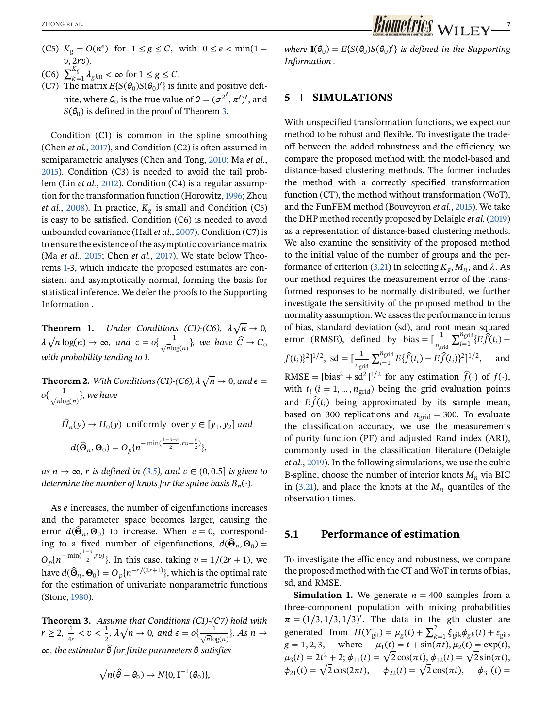(C5) $K_g = O(n^e)$ for $1 \le g \le C$, with $0 \le e < \min(1-\upsilon, 2r\upsilon)$.

(C6) $\sum_{k=1}^{K_g} \lambda_{gk0} < \infty$ for $1 \le g \le C$.

(C7) The matrix $E\{S(\theta_0)S(\theta_0)'\}$ is finite and positive definite, where $\theta_0$ is the true value of $\theta = (\sigma^{2'}, \pi')'$, and $S(\theta_0)$ is defined in the proof of Theorem 3.

Condition (C1) is common in the spline smoothing (Chen *et al.*, 2017), and Condition (C2) is often assumed in semiparametric analyses (Chen and Tong, 2010; Ma *et al.*, 2015). Condition (C3) is needed to avoid the tail problem (Lin *et al.*, 2012). Condition (C4) is a regular assumption for the transformation function (Horowitz, 1996; Zhou *et al.*, 2008). In practice, $K_g$ is small and Condition (C5) is easy to be satisfied. Condition (C6) is needed to avoid unbounded covariance (Hall *et al.*, 2007). Condition (C7) is to ensure the existence of the asymptotic covariance matrix (Ma *et al.*, 2015; Chen *et al.*, 2017). We state below Theorems 1-3, which indicate the proposed estimates are consistent and asymptotically normal, forming the basis for statistical inference. We defer the proofs to the Supporting Information .

**Theorem 1.** *Under Conditions (C1)-(C6), $\lambda\sqrt{n} \to 0$, $\lambda\sqrt{n}\log(n) \to \infty$, and $\epsilon = o\{\frac{1}{\sqrt{n}\log(n)}\}$, we have $\hat{C} \to C_0$ with probability tending to 1.*

**Theorem 2.** *With Conditions (C1)-(C6), $\lambda\sqrt{n} \to 0$, and $\epsilon = o\{\frac{1}{\sqrt{n}\log(n)}\}$, we have*

$$\hat{H}_n(y) \to H_0(y) \text{ uniformly over } y \in [y_1, y_2] \text{ and}$$

$$d(\hat{\Theta}_n, \Theta_0) = O_p\{n^{-\min(\frac{1-\upsilon-e}{2}, r\upsilon - \frac{e}{2})}\},$$

*as $n \to \infty$, $r$ is defined in (3.5), and $\upsilon \in (0, 0.5]$ is given to determine the number of knots for the spline basis $B_n(\cdot)$.*

As $e$ increases, the number of eigenfunctions increases and the parameter space becomes larger, causing the error $d(\hat{\Theta}_n, \Theta_0)$ to increase. When $e = 0$, corresponding to a fixed number of eigenfunctions, $d(\hat{\Theta}_n, \Theta_0) = O_p\{n^{-\min(\frac{1-\upsilon}{2}, r\upsilon)}\}$. In this case, taking $\upsilon = 1/(2r+1)$, we have $d(\hat{\Theta}_n, \Theta_0) = O_p\{n^{-r/(2r+1)}\}$, which is the optimal rate for the estimation of univariate nonparametric functions (Stone, 1980).

**Theorem 3.** *Assume that Conditions (C1)-(C7) hold with $r \ge 2$, $\frac{1}{4r} < \upsilon < \frac{1}{2}$, $\lambda\sqrt{n} \to 0$, and $\epsilon = o\{\frac{1}{\sqrt{n}\log(n)}\}$. As $n \to \infty$, the estimator $\hat{\theta}$ for finite parameters $\theta$ satisfies*

$$\sqrt{n}(\hat{\theta} - \theta_0) \to N\{0, \mathbf{I}^{-1}(\theta_0)\},$$

*where $\mathbf{I}(\theta_0) = E\{S(\theta_0)S(\theta_0)'\}$ is defined in the Supporting Information .*

## 5 SIMULATIONS

With unspecified transformation functions, we expect our method to be robust and flexible. To investigate the tradeoff between the added robustness and the efficiency, we compare the proposed method with the model-based and distance-based clustering methods. The former includes the method with a correctly specified transformation function (CT), the method without transformation (WoT), and the FunFEM method (Bouveyron *et al.*, 2015). We take the DHP method recently proposed by Delaigle *et al.* (2019) as a representation of distance-based clustering methods. We also examine the sensitivity of the proposed method to the initial value of the number of groups and the performance of criterion (3.21) in selecting $K_g$, $M_n$, and $\lambda$. As our method requires the measurement error of the transformed responses to be normally distributed, we further investigate the sensitivity of the proposed method to the normality assumption. We assess the performance in terms of bias, standard deviation (sd), and root mean squared error (RMSE), defined by bias $= [\frac{1}{n_{\text{grid}}}\sum_{i=1}^{n_{\text{grid}}}\{E\hat{f}(t_i) - f(t_i)\}^2]^{1/2}$, sd $= [\frac{1}{n_{\text{grid}}}\sum_{i=1}^{n_{\text{grid}}} E\{\hat{f}(t_i) - E\hat{f}(t_i)\}^2]^{1/2}$, and RMSE $= [\text{bias}^2 + \text{sd}^2]^{1/2}$ for any estimation $\hat{f}(\cdot)$ of $f(\cdot)$, with $t_i$ ($i = 1, \ldots, n_{\text{grid}}$) being the grid evaluation points and $E\hat{f}(t_i)$ being approximated by its sample mean, based on 300 replications and $n_{\text{grid}} = 300$. To evaluate the classification accuracy, we use the measurements of purity function (PF) and adjusted Rand index (ARI), commonly used in the classification literature (Delaigle *et al.*, 2019). In the following simulations, we use the cubic B-spline, choose the number of interior knots $M_n$ via BIC in (3.21), and place the knots at the $M_n$ quantiles of the observation times.

### 5.1 Performance of estimation

To investigate the efficiency and robustness, we compare the proposed method with the CT and WoT in terms of bias, sd, and RMSE.

**Simulation 1.** We generate $n = 400$ samples from a three-component population with mixing probabilities $\pi = (1/3, 1/3, 1/3)'$. The data in the $g$th cluster are generated from $H(Y_{git}) = \mu_g(t) + \sum_{k=1}^{2} \xi_{gik}\phi_{gk}(t) + \varepsilon_{git}$, $g = 1, 2, 3$, where $\mu_1(t) = t + \sin(\pi t)$, $\mu_2(t) = \exp(t)$, $\mu_3(t) = 2t^2 + 2$; $\phi_{11}(t) = \sqrt{2}\cos(\pi t)$, $\phi_{12}(t) = \sqrt{2}\sin(\pi t)$, $\phi_{21}(t) = \sqrt{2}\cos(2\pi t)$, $\phi_{22}(t) = \sqrt{2}\cos(\pi t)$, $\phi_{31}(t) =$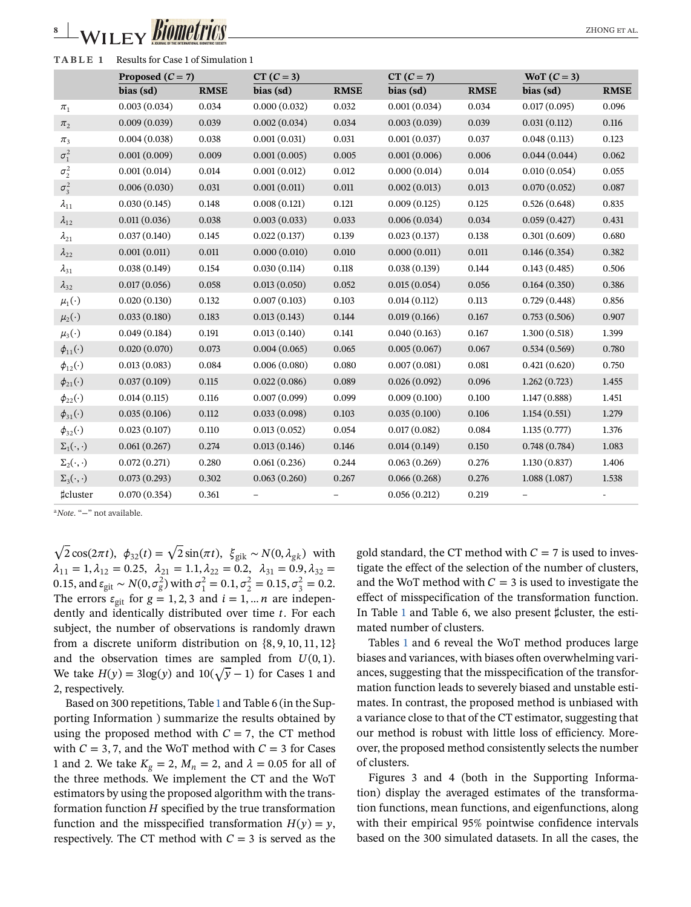**TABLE 1** Results for Case 1 of Simulation 1

| | Proposed ($C = 7$) | | CT ($C = 3$) | | CT ($C = 7$) | | WoT ($C = 3$) | |
|---|---|---|---|---|---|---|---|---|
| | bias (sd) | RMSE | bias (sd) | RMSE | bias (sd) | RMSE | bias (sd) | RMSE |
| $\pi_1$ | 0.003 (0.034) | 0.034 | 0.000 (0.032) | 0.032 | 0.001 (0.034) | 0.034 | 0.017 (0.095) | 0.096 |
| $\pi_2$ | 0.009 (0.039) | 0.039 | 0.002 (0.034) | 0.034 | 0.003 (0.039) | 0.039 | 0.031 (0.112) | 0.116 |
| $\pi_3$ | 0.004 (0.038) | 0.038 | 0.001 (0.031) | 0.031 | 0.001 (0.037) | 0.037 | 0.048 (0.113) | 0.123 |
| $\sigma_1^2$ | 0.001 (0.009) | 0.009 | 0.001 (0.005) | 0.005 | 0.001 (0.006) | 0.006 | 0.044 (0.044) | 0.062 |
| $\sigma_2^2$ | 0.001 (0.014) | 0.014 | 0.001 (0.012) | 0.012 | 0.000 (0.014) | 0.014 | 0.010 (0.054) | 0.055 |
| $\sigma_3^2$ | 0.006 (0.030) | 0.031 | 0.001 (0.011) | 0.011 | 0.002 (0.013) | 0.013 | 0.070 (0.052) | 0.087 |
| $\lambda_{11}$ | 0.030 (0.145) | 0.148 | 0.008 (0.121) | 0.121 | 0.009 (0.125) | 0.125 | 0.526 (0.648) | 0.835 |
| $\lambda_{12}$ | 0.011 (0.036) | 0.038 | 0.003 (0.033) | 0.033 | 0.006 (0.034) | 0.034 | 0.059 (0.427) | 0.431 |
| $\lambda_{21}$ | 0.037 (0.140) | 0.145 | 0.022 (0.137) | 0.139 | 0.023 (0.137) | 0.138 | 0.301 (0.609) | 0.680 |
| $\lambda_{22}$ | 0.001 (0.011) | 0.011 | 0.000 (0.010) | 0.010 | 0.000 (0.011) | 0.011 | 0.146 (0.354) | 0.382 |
| $\lambda_{31}$ | 0.038 (0.149) | 0.154 | 0.030 (0.114) | 0.118 | 0.038 (0.139) | 0.144 | 0.143 (0.485) | 0.506 |
| $\lambda_{32}$ | 0.017 (0.056) | 0.058 | 0.013 (0.050) | 0.052 | 0.015 (0.054) | 0.056 | 0.164 (0.350) | 0.386 |
| $\mu_1(\cdot)$ | 0.020 (0.130) | 0.132 | 0.007 (0.103) | 0.103 | 0.014 (0.112) | 0.113 | 0.729 (0.448) | 0.856 |
| $\mu_2(\cdot)$ | 0.033 (0.180) | 0.183 | 0.013 (0.143) | 0.144 | 0.019 (0.166) | 0.167 | 0.753 (0.506) | 0.907 |
| $\mu_3(\cdot)$ | 0.049 (0.184) | 0.191 | 0.013 (0.140) | 0.141 | 0.040 (0.163) | 0.167 | 1.300 (0.518) | 1.399 |
| $\phi_{11}(\cdot)$ | 0.020 (0.070) | 0.073 | 0.004 (0.065) | 0.065 | 0.005 (0.067) | 0.067 | 0.534 (0.569) | 0.780 |
| $\phi_{12}(\cdot)$ | 0.013 (0.083) | 0.084 | 0.006 (0.080) | 0.080 | 0.007 (0.081) | 0.081 | 0.421 (0.620) | 0.750 |
| $\phi_{21}(\cdot)$ | 0.037 (0.109) | 0.115 | 0.022 (0.086) | 0.089 | 0.026 (0.092) | 0.096 | 1.262 (0.723) | 1.455 |
| $\phi_{22}(\cdot)$ | 0.014 (0.115) | 0.116 | 0.007 (0.099) | 0.099 | 0.009 (0.100) | 0.100 | 1.147 (0.888) | 1.451 |
| $\phi_{31}(\cdot)$ | 0.035 (0.106) | 0.112 | 0.033 (0.098) | 0.103 | 0.035 (0.100) | 0.106 | 1.154 (0.551) | 1.279 |
| $\phi_{32}(\cdot)$ | 0.023 (0.107) | 0.110 | 0.013 (0.052) | 0.054 | 0.017 (0.082) | 0.084 | 1.135 (0.777) | 1.376 |
| $\Sigma_1(\cdot,\cdot)$ | 0.061 (0.267) | 0.274 | 0.013 (0.146) | 0.146 | 0.014 (0.149) | 0.150 | 0.748 (0.784) | 1.083 |
| $\Sigma_2(\cdot,\cdot)$ | 0.072 (0.271) | 0.280 | 0.061 (0.236) | 0.244 | 0.063 (0.269) | 0.276 | 1.130 (0.837) | 1.406 |
| $\Sigma_3(\cdot,\cdot)$ | 0.073 (0.293) | 0.302 | 0.063 (0.260) | 0.267 | 0.066 (0.268) | 0.276 | 1.088 (1.087) | 1.538 |
| ♯cluster | 0.070 (0.354) | 0.361 | – | – | 0.056 (0.212) | 0.219 | – | - |

[a]*Note*. "−" not available.

$\sqrt{2}\cos(2\pi t)$, $\phi_{32}(t) = \sqrt{2}\sin(\pi t)$, $\xi_{gik} \sim N(0, \lambda_{gk})$ with $\lambda_{11} = 1, \lambda_{12} = 0.25$, $\lambda_{21} = 1.1, \lambda_{22} = 0.2$, $\lambda_{31} = 0.9, \lambda_{32} = 0.15$, and $\varepsilon_{git} \sim N(0, \sigma_g^2)$ with $\sigma_1^2 = 0.1, \sigma_2^2 = 0.15, \sigma_3^2 = 0.2$. The errors $\varepsilon_{git}$ for $g = 1, 2, 3$ and $i = 1, \ldots n$ are independently and identically distributed over time $t$. For each subject, the number of observations is randomly drawn from a discrete uniform distribution on $\{8, 9, 10, 11, 12\}$ and the observation times are sampled from $U(0, 1)$. We take $H(y) = 3\log(y)$ and $10(\sqrt{y} - 1)$ for Cases 1 and 2, respectively.

Based on 300 repetitions, Table 1 and Table 6 (in the Supporting Information ) summarize the results obtained by using the proposed method with $C = 7$, the CT method with $C = 3, 7$, and the WoT method with $C = 3$ for Cases 1 and 2. We take $K_g = 2$, $M_n = 2$, and $\lambda = 0.05$ for all of the three methods. We implement the CT and the WoT estimators by using the proposed algorithm with the transformation function $H$ specified by the true transformation function and the misspecified transformation $H(y) = y$, respectively. The CT method with $C = 3$ is served as the gold standard, the CT method with $C = 7$ is used to investigate the effect of the selection of the number of clusters, and the WoT method with $C = 3$ is used to investigate the effect of misspecification of the transformation function. In Table 1 and Table 6, we also present ♯cluster, the estimated number of clusters.

Tables 1 and 6 reveal the WoT method produces large biases and variances, with biases often overwhelming variances, suggesting that the misspecification of the transformation function leads to severely biased and unstable estimates. In contrast, the proposed method is unbiased with a variance close to that of the CT estimator, suggesting that our method is robust with little loss of efficiency. Moreover, the proposed method consistently selects the number of clusters.

Figures 3 and 4 (both in the Supporting Information) display the averaged estimates of the transformation functions, mean functions, and eigenfunctions, along with their empirical 95% pointwise confidence intervals based on the 300 simulated datasets. In all the cases, the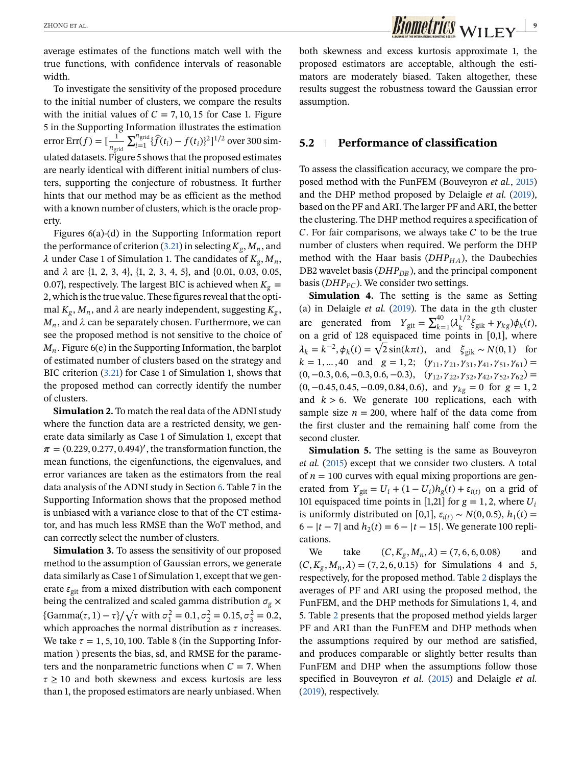average estimates of the functions match well with the true functions, with confidence intervals of reasonable width.

To investigate the sensitivity of the proposed procedure to the initial number of clusters, we compare the results with the initial values of $C = 7, 10, 15$ for Case 1. Figure 5 in the Supporting Information illustrates the estimation error $\text{Err}(f) = [\frac{1}{n_{\text{grid}}} \sum_{i=1}^{n_{\text{grid}}} \{\hat{f}(t_i) - f(t_i)\}^2]^{1/2}$ over 300 simulated datasets. Figure 5 shows that the proposed estimates are nearly identical with different initial numbers of clusters, supporting the conjecture of robustness. It further hints that our method may be as efficient as the method with a known number of clusters, which is the oracle property.

Figures 6(a)-(d) in the Supporting Information report the performance of criterion (3.21) in selecting $K_g, M_n$, and $\lambda$ under Case 1 of Simulation 1. The candidates of $K_g, M_n$, and $\lambda$ are {1, 2, 3, 4}, {1, 2, 3, 4, 5}, and {0.01, 0.03, 0.05, 0.07}, respectively. The largest BIC is achieved when $K_g = 2$, which is the true value. These figures reveal that the optimal $K_g$, $M_n$, and $\lambda$ are nearly independent, suggesting $K_g$, $M_n$, and $\lambda$ can be separately chosen. Furthermore, we can see the proposed method is not sensitive to the choice of $M_n$. Figure 6(e) in the Supporting Information, the barplot of estimated number of clusters based on the strategy and BIC criterion (3.21) for Case 1 of Simulation 1, shows that the proposed method can correctly identify the number of clusters.

**Simulation 2.** To match the real data of the ADNI study where the function data are a restricted density, we generate data similarly as Case 1 of Simulation 1, except that $\pi = (0.229, 0.277, 0.494)'$, the transformation function, the mean functions, the eigenfunctions, the eigenvalues, and error variances are taken as the estimators from the real data analysis of the ADNI study in Section 6. Table 7 in the Supporting Information shows that the proposed method is unbiased with a variance close to that of the CT estimator, and has much less RMSE than the WoT method, and can correctly select the number of clusters.

**Simulation 3.** To assess the sensitivity of our proposed method to the assumption of Gaussian errors, we generate data similarly as Case 1 of Simulation 1, except that we generate $\varepsilon_{git}$ from a mixed distribution with each component being the centralized and scaled gamma distribution $\sigma_g \times \{\text{Gamma}(\tau, 1) - \tau\}/\sqrt{\tau}$ with $\sigma_1^2 = 0.1, \sigma_2^2 = 0.15, \sigma_3^2 = 0.2$, which approaches the normal distribution as $\tau$ increases. We take $\tau = 1, 5, 10, 100$. Table 8 (in the Supporting Information ) presents the bias, sd, and RMSE for the parameters and the nonparametric functions when $C = 7$. When $\tau \geq 10$ and both skewness and excess kurtosis are less than 1, the proposed estimators are nearly unbiased. When both skewness and excess kurtosis approximate 1, the proposed estimators are acceptable, although the estimators are moderately biased. Taken altogether, these results suggest the robustness toward the Gaussian error assumption.

## 5.2 | Performance of classification

To assess the classification accuracy, we compare the proposed method with the FunFEM (Bouveyron *et al.*, 2015) and the DHP method proposed by Delaigle *et al.* (2019), based on the PF and ARI. The larger PF and ARI, the better the clustering. The DHP method requires a specification of $C$. For fair comparisons, we always take $C$ to be the true number of clusters when required. We perform the DHP method with the Haar basis ($DHP_{HA}$), the Daubechies DB2 wavelet basis ($DHP_{DB}$), and the principal component basis ($DHP_{PC}$). We consider two settings.

**Simulation 4.** The setting is the same as Setting (a) in Delaigle *et al.* (2019). The data in the $g$th cluster are generated from $Y_{\text{git}} = \sum_{k=1}^{40} (\lambda_k^{1/2} \xi_{\text{gik}} + \gamma_{kg})\phi_k(t)$, on a grid of 128 equispaced time points in [0,1], where $\lambda_k = k^{-2}, \phi_k(t) = \sqrt{2}\sin(k\pi t)$, and $\xi_{\text{gik}} \sim N(0, 1)$ for $k = 1, \ldots, 40$ and $g = 1, 2$; $(\gamma_{11}, \gamma_{21}, \gamma_{31}, \gamma_{41}, \gamma_{51}, \gamma_{61}) = (0, -0.3, 0.6, -0.3, 0.6, -0.3)$, $(\gamma_{12}, \gamma_{22}, \gamma_{32}, \gamma_{42}, \gamma_{52}, \gamma_{62}) = (0, -0.45, 0.45, -0.09, 0.84, 0.6)$, and $\gamma_{kg} = 0$ for $g = 1, 2$ and $k > 6$. We generate 100 replications, each with sample size $n = 200$, where half of the data come from the first cluster and the remaining half come from the second cluster.

**Simulation 5.** The setting is the same as Bouveyron *et al.* (2015) except that we consider two clusters. A total of $n = 100$ curves with equal mixing proportions are generated from $Y_{\text{git}} = U_i + (1 - U_i)h_g(t) + \varepsilon_{i(t)}$ on a grid of 101 equispaced time points in [1,21] for $g = 1, 2$, where $U_i$ is uniformly distributed on [0,1], $\varepsilon_{i(t)} \sim N(0, 0.5)$, $h_1(t) = 6 - |t - 7|$ and $h_2(t) = 6 - |t - 15|$. We generate 100 replications.

We take $(C, K_g, M_n, \lambda) = (7, 6, 6, 0.08)$ and $(C, K_g, M_n, \lambda) = (7, 2, 6, 0.15)$ for Simulations 4 and 5, respectively, for the proposed method. Table 2 displays the averages of PF and ARI using the proposed method, the FunFEM, and the DHP methods for Simulations 1, 4, and 5. Table 2 presents that the proposed method yields larger PF and ARI than the FunFEM and DHP methods when the assumptions required by our method are satisfied, and produces comparable or slightly better results than FunFEM and DHP when the assumptions follow those specified in Bouveyron *et al.* (2015) and Delaigle *et al.* (2019), respectively.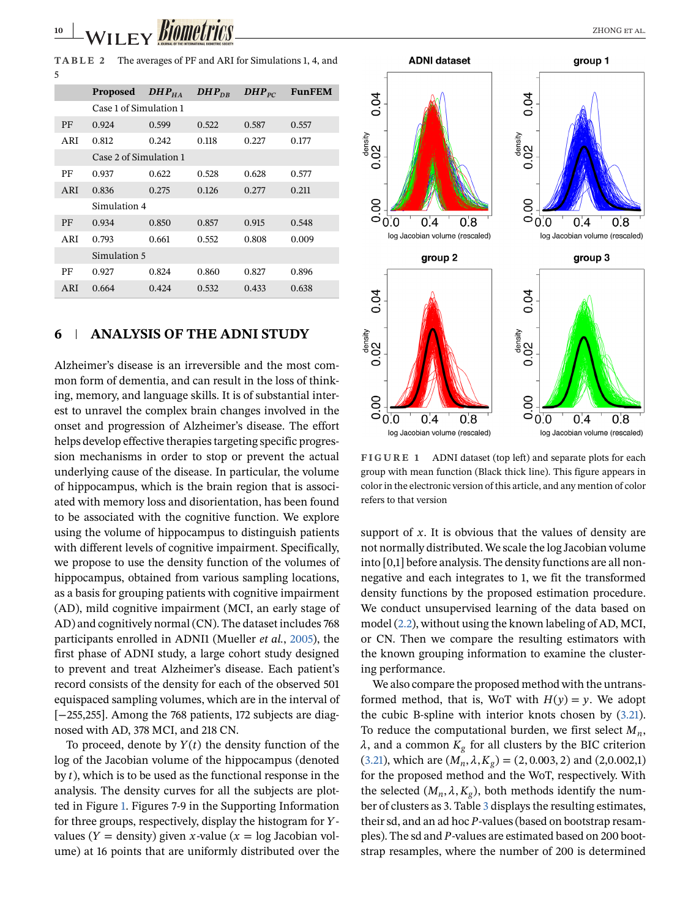**TABLE 2** The averages of PF and ARI for Simulations 1, 4, and 5

| | Proposed | $DHP_{HA}$ | $DHP_{DB}$ | $DHP_{PC}$ | FunFEM |
|---|---|---|---|---|---|
| | Case 1 of Simulation 1 | | | | |
| PF | 0.924 | 0.599 | 0.522 | 0.587 | 0.557 |
| ARI | 0.812 | 0.242 | 0.118 | 0.227 | 0.177 |
| | Case 2 of Simulation 1 | | | | |
| PF | 0.937 | 0.622 | 0.528 | 0.628 | 0.577 |
| ARI | 0.836 | 0.275 | 0.126 | 0.277 | 0.211 |
| | Simulation 4 | | | | |
| PF | 0.934 | 0.850 | 0.857 | 0.915 | 0.548 |
| ARI | 0.793 | 0.661 | 0.552 | 0.808 | 0.009 |
| | Simulation 5 | | | | |
| PF | 0.927 | 0.824 | 0.860 | 0.827 | 0.896 |
| ARI | 0.664 | 0.424 | 0.532 | 0.433 | 0.638 |

## 6 | ANALYSIS OF THE ADNI STUDY

Alzheimer's disease is an irreversible and the most common form of dementia, and can result in the loss of thinking, memory, and language skills. It is of substantial interest to unravel the complex brain changes involved in the onset and progression of Alzheimer's disease. The effort helps develop effective therapies targeting specific progression mechanisms in order to stop or prevent the actual underlying cause of the disease. In particular, the volume of hippocampus, which is the brain region that is associated with memory loss and disorientation, has been found to be associated with the cognitive function. We explore using the volume of hippocampus to distinguish patients with different levels of cognitive impairment. Specifically, we propose to use the density function of the volumes of hippocampus, obtained from various sampling locations, as a basis for grouping patients with cognitive impairment (AD), mild cognitive impairment (MCI, an early stage of AD) and cognitively normal (CN). The dataset includes 768 participants enrolled in ADNI1 (Mueller *et al.*, 2005), the first phase of ADNI study, a large cohort study designed to prevent and treat Alzheimer's disease. Each patient's record consists of the density for each of the observed 501 equispaced sampling volumes, which are in the interval of [−255,255]. Among the 768 patients, 172 subjects are diagnosed with AD, 378 MCI, and 218 CN.

To proceed, denote by $Y(t)$ the density function of the log of the Jacobian volume of the hippocampus (denoted by $t$), which is to be used as the functional response in the analysis. The density curves for all the subjects are plotted in Figure 1. Figures 7-9 in the Supporting Information for three groups, respectively, display the histogram for $Y$-values ($Y$ = density) given $x$-value ($x$ = log Jacobian volume) at 16 points that are uniformly distributed over the support of $x$. It is obvious that the values of density are not normally distributed. We scale the log Jacobian volume into [0,1] before analysis. The density functions are all nonnegative and each integrates to 1, we fit the transformed density functions by the proposed estimation procedure. We conduct unsupervised learning of the data based on model (2.2), without using the known labeling of AD, MCI, or CN. Then we compare the resulting estimators with the known grouping information to examine the clustering performance.

FIGURE 1 ADNI dataset (top left) and separate plots for each group with mean function (Black thick line). This figure appears in color in the electronic version of this article, and any mention of color refers to that version

We also compare the proposed method with the untransformed method, that is, WoT with $H(y) = y$. We adopt the cubic B-spline with interior knots chosen by (3.21). To reduce the computational burden, we first select $M_n$, $\lambda$, and a common $K_g$ for all clusters by the BIC criterion (3.21), which are $(M_n, \lambda, K_g) = (2, 0.003, 2)$ and (2,0.002,1) for the proposed method and the WoT, respectively. With the selected $(M_n, \lambda, K_g)$, both methods identify the number of clusters as 3. Table 3 displays the resulting estimates, their sd, and an ad hoc $P$-values (based on bootstrap resamples). The sd and $P$-values are estimated based on 200 bootstrap resamples, where the number of 200 is determined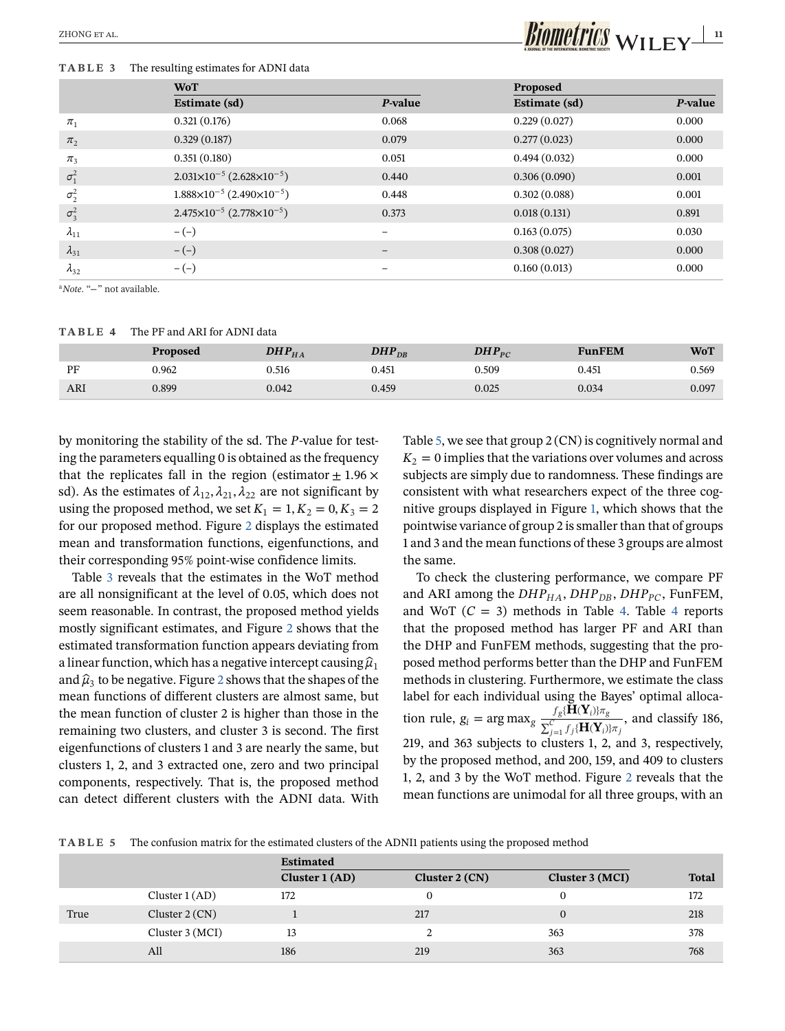**TABLE 3** The resulting estimates for ADNI data

| | WoT | | Proposed | |
|---|---|---|---|---|
| | Estimate (sd) | *P*-value | Estimate (sd) | *P*-value |
| $\pi_1$ | 0.321 (0.176) | 0.068 | 0.229 (0.027) | 0.000 |
| $\pi_2$ | 0.329 (0.187) | 0.079 | 0.277 (0.023) | 0.000 |
| $\pi_3$ | 0.351 (0.180) | 0.051 | 0.494 (0.032) | 0.000 |
| $\sigma_1^2$ | $2.031{\times}10^{-5}$ ($2.628{\times}10^{-5}$) | 0.440 | 0.306 (0.090) | 0.001 |
| $\sigma_2^2$ | $1.888{\times}10^{-5}$ ($2.490{\times}10^{-5}$) | 0.448 | 0.302 (0.088) | 0.001 |
| $\sigma_3^2$ | $2.475{\times}10^{-5}$ ($2.778{\times}10^{-5}$) | 0.373 | 0.018 (0.131) | 0.891 |
| $\lambda_{11}$ | – (–) | – | 0.163 (0.075) | 0.030 |
| $\lambda_{31}$ | – (–) | – | 0.308 (0.027) | 0.000 |
| $\lambda_{32}$ | – (–) | – | 0.160 (0.013) | 0.000 |

[a]*Note*. "–" not available.

**TABLE 4** The PF and ARI for ADNI data

| | Proposed | $DHP_{HA}$ | $DHP_{DB}$ | $DHP_{PC}$ | FunFEM | WoT |
|---|---|---|---|---|---|---|
| PF | 0.962 | 0.516 | 0.451 | 0.509 | 0.451 | 0.569 |
| ARI | 0.899 | 0.042 | 0.459 | 0.025 | 0.034 | 0.097 |

by monitoring the stability of the sd. The *P*-value for testing the parameters equalling 0 is obtained as the frequency that the replicates fall in the region (estimator $\pm$ 1.96 $\times$ sd). As the estimates of $\lambda_{12}, \lambda_{21}, \lambda_{22}$ are not significant by using the proposed method, we set $K_1 = 1, K_2 = 0, K_3 = 2$ for our proposed method. Figure 2 displays the estimated mean and transformation functions, eigenfunctions, and their corresponding 95% point-wise confidence limits.

Table 3 reveals that the estimates in the WoT method are all nonsignificant at the level of 0.05, which does not seem reasonable. In contrast, the proposed method yields mostly significant estimates, and Figure 2 shows that the estimated transformation function appears deviating from a linear function, which has a negative intercept causing $\hat{\mu}_1$ and $\hat{\mu}_3$ to be negative. Figure 2 shows that the shapes of the mean functions of different clusters are almost same, but the mean function of cluster 2 is higher than those in the remaining two clusters, and cluster 3 is second. The first eigenfunctions of clusters 1 and 3 are nearly the same, but clusters 1, 2, and 3 extracted one, zero and two principal components, respectively. That is, the proposed method can detect different clusters with the ADNI data. With Table 5, we see that group 2 (CN) is cognitively normal and $K_2 = 0$ implies that the variations over volumes and across subjects are simply due to randomness. These findings are consistent with what researchers expect of the three cognitive groups displayed in Figure 1, which shows that the pointwise variance of group 2 is smaller than that of groups 1 and 3 and the mean functions of these 3 groups are almost the same.

To check the clustering performance, we compare PF and ARI among the $DHP_{HA}$, $DHP_{DB}$, $DHP_{PC}$, FunFEM, and WoT ($C = 3$) methods in Table 4. Table 4 reports that the proposed method has larger PF and ARI than the DHP and FunFEM methods, suggesting that the proposed method performs better than the DHP and FunFEM methods in clustering. Furthermore, we estimate the class label for each individual using the Bayes' optimal allocation rule, $g_i = \arg\max_g \frac{f_g\{\mathbf{H}(\mathbf{Y}_i)\}\pi_g}{\sum_{j=1}^{C} f_j\{\mathbf{H}(\mathbf{Y}_i)\}\pi_j}$, and classify 186, 219, and 363 subjects to clusters 1, 2, and 3, respectively, by the proposed method, and 200, 159, and 409 to clusters 1, 2, and 3 by the WoT method. Figure 2 reveals that the mean functions are unimodal for all three groups, with an

**TABLE 5** The confusion matrix for the estimated clusters of the ADNI1 patients using the proposed method

| | | Estimated | | | |
|---|---|---|---|---|---|
| | | Cluster 1 (AD) | Cluster 2 (CN) | Cluster 3 (MCI) | Total |
| True | Cluster 1 (AD) | 172 | 0 | 0 | 172 |
| | Cluster 2 (CN) | 1 | 217 | 0 | 218 |
| | Cluster 3 (MCI) | 13 | 2 | 363 | 378 |
| | All | 186 | 219 | 363 | 768 |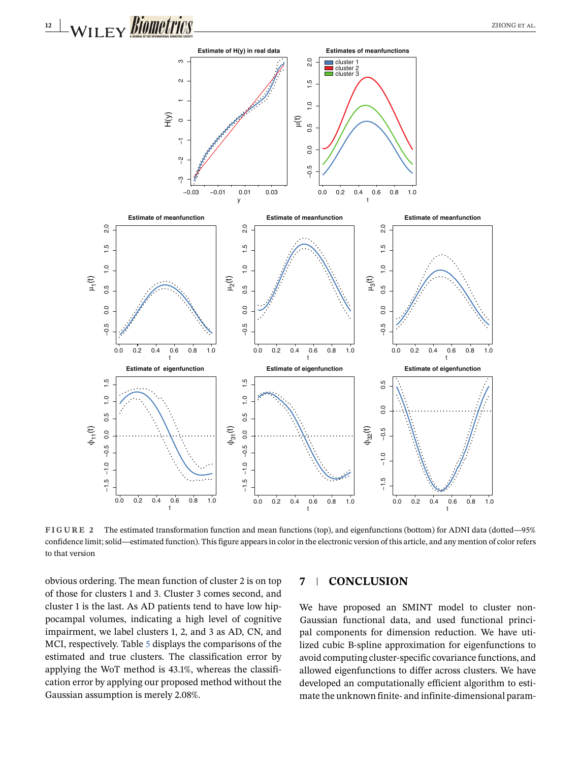**FIGURE 2** The estimated transformation function and mean functions (top), and eigenfunctions (bottom) for ADNI data (dotted—95% confidence limit; solid—estimated function). This figure appears in color in the electronic version of this article, and any mention of color refers to that version

obvious ordering. The mean function of cluster 2 is on top of those for clusters 1 and 3. Cluster 3 comes second, and cluster 1 is the last. As AD patients tend to have low hippocampal volumes, indicating a high level of cognitive impairment, we label clusters 1, 2, and 3 as AD, CN, and MCI, respectively. Table 5 displays the comparisons of the estimated and true clusters. The classification error by applying the WoT method is 43.1%, whereas the classification error by applying our proposed method without the Gaussian assumption is merely 2.08%.

## 7 | CONCLUSION

We have proposed an SMINT model to cluster non-Gaussian functional data, and used functional principal components for dimension reduction. We have utilized cubic B-spline approximation for eigenfunctions to avoid computing cluster-specific covariance functions, and allowed eigenfunctions to differ across clusters. We have developed an computationally efficient algorithm to estimate the unknown finite- and infinite-dimensional param-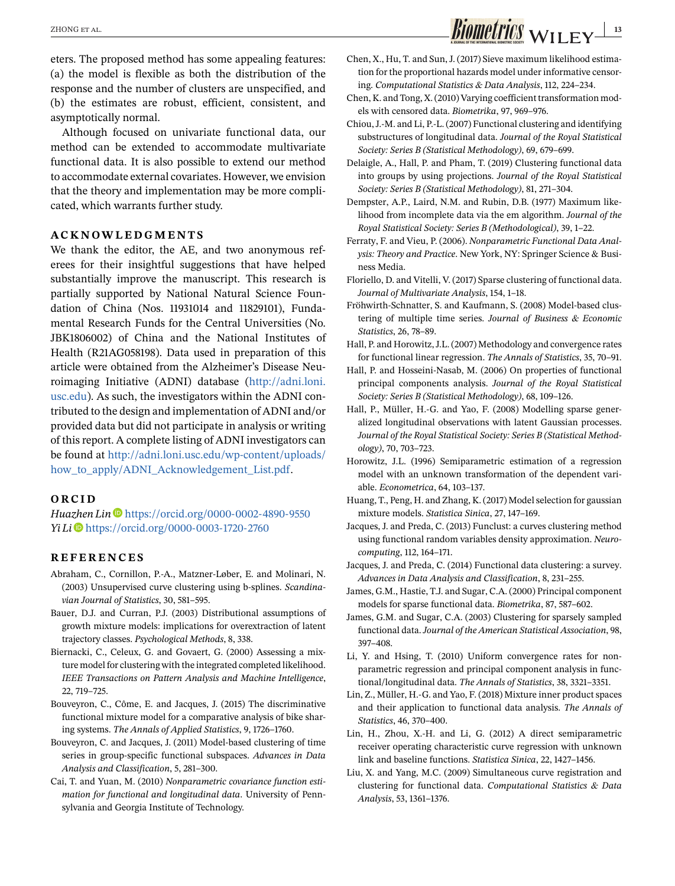eters. The proposed method has some appealing features: (a) the model is flexible as both the distribution of the response and the number of clusters are unspecified, and (b) the estimates are robust, efficient, consistent, and asymptotically normal.

Although focused on univariate functional data, our method can be extended to accommodate multivariate functional data. It is also possible to extend our method to accommodate external covariates. However, we envision that the theory and implementation may be more complicated, which warrants further study.

## ACKNOWLEDGMENTS

We thank the editor, the AE, and two anonymous referees for their insightful suggestions that have helped substantially improve the manuscript. This research is partially supported by National Natural Science Foundation of China (Nos. 11931014 and 11829101), Fundamental Research Funds for the Central Universities (No. JBK1806002) of China and the National Institutes of Health (R21AG058198). Data used in preparation of this article were obtained from the Alzheimer's Disease Neuroimaging Initiative (ADNI) database (http://adni.loni.usc.edu). As such, the investigators within the ADNI contributed to the design and implementation of ADNI and/or provided data but did not participate in analysis or writing of this report. A complete listing of ADNI investigators can be found at http://adni.loni.usc.edu/wp-content/uploads/how_to_apply/ADNI_Acknowledgement_List.pdf.

## ORCID

*Huazhen Lin* https://orcid.org/0000-0002-4890-9550
*Yi Li* https://orcid.org/0000-0003-1720-2760

## REFERENCES

Abraham, C., Cornillon, P.-A., Matzner-Løber, E. and Molinari, N. (2003) Unsupervised curve clustering using b-splines. *Scandinavian Journal of Statistics*, 30, 581–595.

Bauer, D.J. and Curran, P.J. (2003) Distributional assumptions of growth mixture models: implications for overextraction of latent trajectory classes. *Psychological Methods*, 8, 338.

Biernacki, C., Celeux, G. and Govaert, G. (2000) Assessing a mixture model for clustering with the integrated completed likelihood. *IEEE Transactions on Pattern Analysis and Machine Intelligence*, 22, 719–725.

Bouveyron, C., Côme, E. and Jacques, J. (2015) The discriminative functional mixture model for a comparative analysis of bike sharing systems. *The Annals of Applied Statistics*, 9, 1726–1760.

Bouveyron, C. and Jacques, J. (2011) Model-based clustering of time series in group-specific functional subspaces. *Advances in Data Analysis and Classification*, 5, 281–300.

Cai, T. and Yuan, M. (2010) *Nonparametric covariance function estimation for functional and longitudinal data*. University of Pennsylvania and Georgia Institute of Technology.

Chen, X., Hu, T. and Sun, J. (2017) Sieve maximum likelihood estimation for the proportional hazards model under informative censoring. *Computational Statistics & Data Analysis*, 112, 224–234.

Chen, K. and Tong, X. (2010) Varying coefficient transformation models with censored data. *Biometrika*, 97, 969–976.

Chiou, J.-M. and Li, P.-L. (2007) Functional clustering and identifying substructures of longitudinal data. *Journal of the Royal Statistical Society: Series B (Statistical Methodology)*, 69, 679–699.

Delaigle, A., Hall, P. and Pham, T. (2019) Clustering functional data into groups by using projections. *Journal of the Royal Statistical Society: Series B (Statistical Methodology)*, 81, 271–304.

Dempster, A.P., Laird, N.M. and Rubin, D.B. (1977) Maximum likelihood from incomplete data via the em algorithm. *Journal of the Royal Statistical Society: Series B (Methodological)*, 39, 1–22.

Ferraty, F. and Vieu, P. (2006). *Nonparametric Functional Data Analysis: Theory and Practice*. New York, NY: Springer Science & Business Media.

Floriello, D. and Vitelli, V. (2017) Sparse clustering of functional data. *Journal of Multivariate Analysis*, 154, 1–18.

Fröhwirth-Schnatter, S. and Kaufmann, S. (2008) Model-based clustering of multiple time series. *Journal of Business & Economic Statistics*, 26, 78–89.

Hall, P. and Horowitz, J.L. (2007) Methodology and convergence rates for functional linear regression. *The Annals of Statistics*, 35, 70–91.

Hall, P. and Hosseini-Nasab, M. (2006) On properties of functional principal components analysis. *Journal of the Royal Statistical Society: Series B (Statistical Methodology)*, 68, 109–126.

Hall, P., Müller, H.-G. and Yao, F. (2008) Modelling sparse generalized longitudinal observations with latent Gaussian processes. *Journal of the Royal Statistical Society: Series B (Statistical Methodology)*, 70, 703–723.

Horowitz, J.L. (1996) Semiparametric estimation of a regression model with an unknown transformation of the dependent variable. *Econometrica*, 64, 103–137.

Huang, T., Peng, H. and Zhang, K. (2017) Model selection for gaussian mixture models. *Statistica Sinica*, 27, 147–169.

Jacques, J. and Preda, C. (2013) Funclust: a curves clustering method using functional random variables density approximation. *Neurocomputing*, 112, 164–171.

Jacques, J. and Preda, C. (2014) Functional data clustering: a survey. *Advances in Data Analysis and Classification*, 8, 231–255.

James, G.M., Hastie, T.J. and Sugar, C.A. (2000) Principal component models for sparse functional data. *Biometrika*, 87, 587–602.

James, G.M. and Sugar, C.A. (2003) Clustering for sparsely sampled functional data. *Journal of the American Statistical Association*, 98, 397–408.

Li, Y. and Hsing, T. (2010) Uniform convergence rates for nonparametric regression and principal component analysis in functional/longitudinal data. *The Annals of Statistics*, 38, 3321–3351.

Lin, Z., Müller, H.-G. and Yao, F. (2018) Mixture inner product spaces and their application to functional data analysis. *The Annals of Statistics*, 46, 370–400.

Lin, H., Zhou, X.-H. and Li, G. (2012) A direct semiparametric receiver operating characteristic curve regression with unknown link and baseline functions. *Statistica Sinica*, 22, 1427–1456.

Liu, X. and Yang, M.C. (2009) Simultaneous curve registration and clustering for functional data. *Computational Statistics & Data Analysis*, 53, 1361–1376.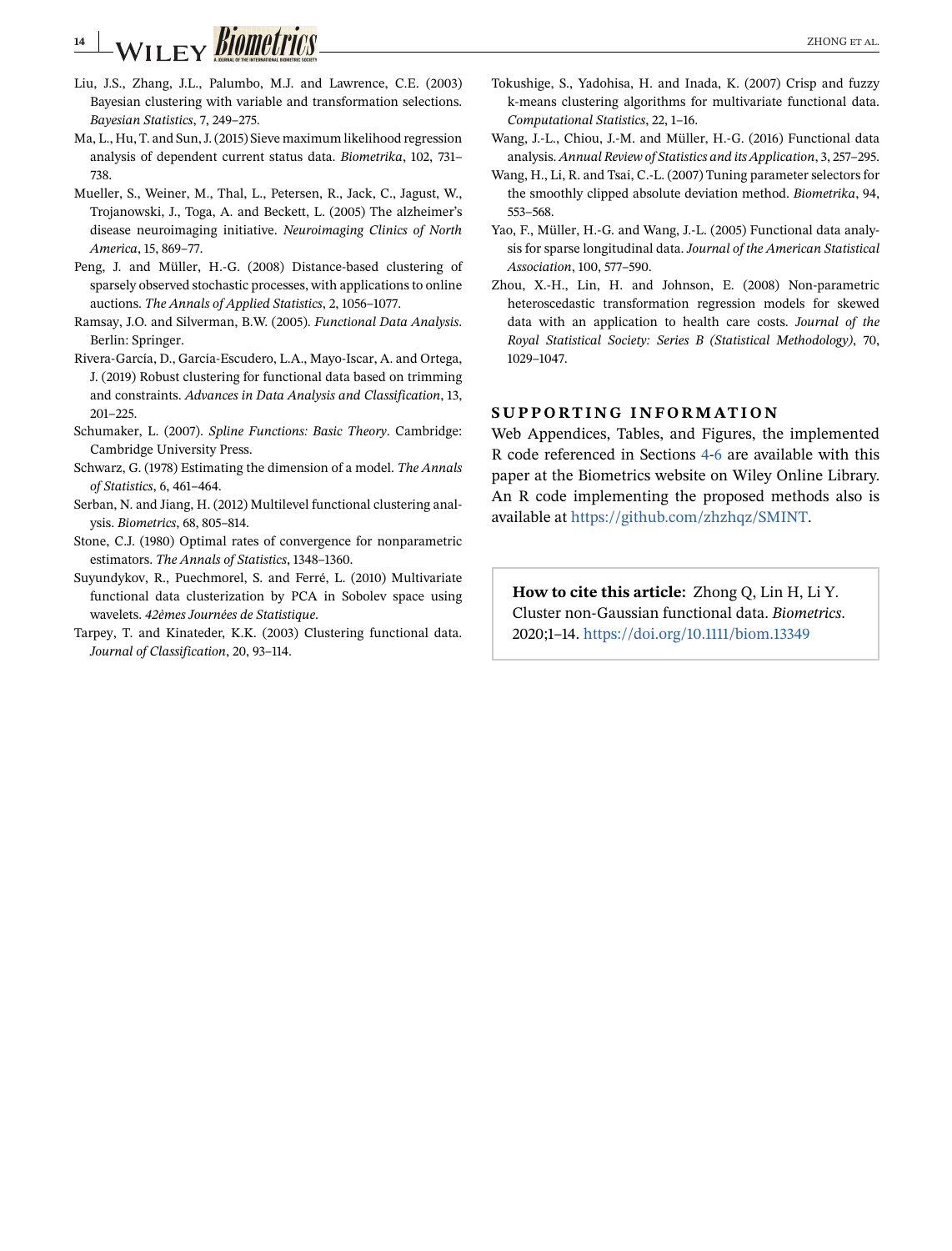Liu, J.S., Zhang, J.L., Palumbo, M.J. and Lawrence, C.E. (2003) Bayesian clustering with variable and transformation selections. *Bayesian Statistics*, 7, 249–275.

Ma, L., Hu, T. and Sun, J. (2015) Sieve maximum likelihood regression analysis of dependent current status data. *Biometrika*, 102, 731–738.

Mueller, S., Weiner, M., Thal, L., Petersen, R., Jack, C., Jagust, W., Trojanowski, J., Toga, A. and Beckett, L. (2005) The alzheimer's disease neuroimaging initiative. *Neuroimaging Clinics of North America*, 15, 869–77.

Peng, J. and Müller, H.-G. (2008) Distance-based clustering of sparsely observed stochastic processes, with applications to online auctions. *The Annals of Applied Statistics*, 2, 1056–1077.

Ramsay, J.O. and Silverman, B.W. (2005). *Functional Data Analysis*. Berlin: Springer.

Rivera-García, D., García-Escudero, L.A., Mayo-Iscar, A. and Ortega, J. (2019) Robust clustering for functional data based on trimming and constraints. *Advances in Data Analysis and Classification*, 13, 201–225.

Schumaker, L. (2007). *Spline Functions: Basic Theory*. Cambridge: Cambridge University Press.

Schwarz, G. (1978) Estimating the dimension of a model. *The Annals of Statistics*, 6, 461–464.

Serban, N. and Jiang, H. (2012) Multilevel functional clustering analysis. *Biometrics*, 68, 805–814.

Stone, C.J. (1980) Optimal rates of convergence for nonparametric estimators. *The Annals of Statistics*, 1348–1360.

Suyundykov, R., Puechmorel, S. and Ferré, L. (2010) Multivariate functional data clusterization by PCA in Sobolev space using wavelets. *42èmes Journées de Statistique*.

Tarpey, T. and Kinateder, K.K. (2003) Clustering functional data. *Journal of Classification*, 20, 93–114.

Tokushige, S., Yadohisa, H. and Inada, K. (2007) Crisp and fuzzy k-means clustering algorithms for multivariate functional data. *Computational Statistics*, 22, 1–16.

Wang, J.-L., Chiou, J.-M. and Müller, H.-G. (2016) Functional data analysis. *Annual Review of Statistics and its Application*, 3, 257–295.

Wang, H., Li, R. and Tsai, C.-L. (2007) Tuning parameter selectors for the smoothly clipped absolute deviation method. *Biometrika*, 94, 553–568.

Yao, F., Müller, H.-G. and Wang, J.-L. (2005) Functional data analysis for sparse longitudinal data. *Journal of the American Statistical Association*, 100, 577–590.

Zhou, X.-H., Lin, H. and Johnson, E. (2008) Non-parametric heteroscedastic transformation regression models for skewed data with an application to health care costs. *Journal of the Royal Statistical Society: Series B (Statistical Methodology)*, 70, 1029–1047.

## SUPPORTING INFORMATION

Web Appendices, Tables, and Figures, the implemented R code referenced in Sections 4-6 are available with this paper at the Biometrics website on Wiley Online Library. An R code implementing the proposed methods also is available at https://github.com/zhzhqz/SMINT.

**How to cite this article:** Zhong Q, Lin H, Li Y. Cluster non-Gaussian functional data. *Biometrics*. 2020;1–14. https://doi.org/10.1111/biom.13349